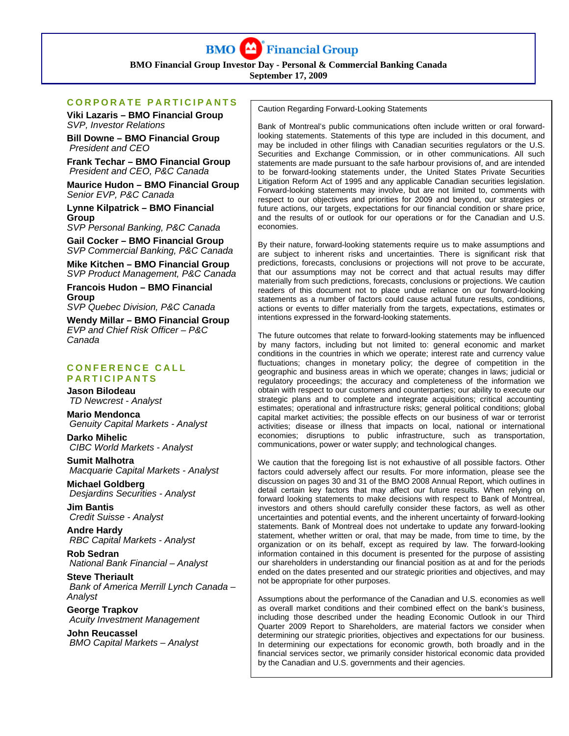# BMO Financial Group

**BMO Financial Group Investor Day - Personal & Commercial Banking Canada**
**September 17, 2009**

## CORPORATE PARTICIPANTS

**Viki Lazaris – BMO Financial Group**
*SVP, Investor Relations*

**Bill Downe – BMO Financial Group**
*President and CEO*

**Frank Techar – BMO Financial Group**
*President and CEO, P&C Canada*

**Maurice Hudon – BMO Financial Group**
*Senior EVP, P&C Canada*

**Lynne Kilpatrick – BMO Financial Group**
*SVP Personal Banking, P&C Canada*

**Gail Cocker – BMO Financial Group**
*SVP Commercial Banking, P&C Canada*

**Mike Kitchen – BMO Financial Group**
*SVP Product Management, P&C Canada*

**Francois Hudon – BMO Financial Group**
*SVP Quebec Division, P&C Canada*

**Wendy Millar – BMO Financial Group**
*EVP and Chief Risk Officer – P&C Canada*

## CONFERENCE CALL PARTICIPANTS

**Jason Bilodeau**
*TD Newcrest - Analyst*

**Mario Mendonca**
*Genuity Capital Markets - Analyst*

**Darko Mihelic**
*CIBC World Markets - Analyst*

**Sumit Malhotra**
*Macquarie Capital Markets - Analyst*

**Michael Goldberg**
*Desjardins Securities - Analyst*

**Jim Bantis**
*Credit Suisse - Analyst*

**Andre Hardy**
*RBC Capital Markets - Analyst*

**Rob Sedran**
*National Bank Financial – Analyst*

**Steve Theriault**
*Bank of America Merrill Lynch Canada – Analyst*

**George Trapkov**
*Acuity Investment Management*

**John Reucassel**
*BMO Capital Markets – Analyst*

Caution Regarding Forward-Looking Statements

Bank of Montreal's public communications often include written or oral forward-looking statements. Statements of this type are included in this document, and may be included in other filings with Canadian securities regulators or the U.S. Securities and Exchange Commission, or in other communications. All such statements are made pursuant to the safe harbour provisions of, and are intended to be forward-looking statements under, the United States Private Securities Litigation Reform Act of 1995 and any applicable Canadian securities legislation. Forward-looking statements may involve, but are not limited to, comments with respect to our objectives and priorities for 2009 and beyond, our strategies or future actions, our targets, expectations for our financial condition or share price, and the results of or outlook for our operations or for the Canadian and U.S. economies.

By their nature, forward-looking statements require us to make assumptions and are subject to inherent risks and uncertainties. There is significant risk that predictions, forecasts, conclusions or projections will not prove to be accurate, that our assumptions may not be correct and that actual results may differ materially from such predictions, forecasts, conclusions or projections. We caution readers of this document not to place undue reliance on our forward-looking statements as a number of factors could cause actual future results, conditions, actions or events to differ materially from the targets, expectations, estimates or intentions expressed in the forward-looking statements.

The future outcomes that relate to forward-looking statements may be influenced by many factors, including but not limited to: general economic and market conditions in the countries in which we operate; interest rate and currency value fluctuations; changes in monetary policy; the degree of competition in the geographic and business areas in which we operate; changes in laws; judicial or regulatory proceedings; the accuracy and completeness of the information we obtain with respect to our customers and counterparties; our ability to execute our strategic plans and to complete and integrate acquisitions; critical accounting estimates; operational and infrastructure risks; general political conditions; global capital market activities; the possible effects on our business of war or terrorist activities; disease or illness that impacts on local, national or international economies; disruptions to public infrastructure, such as transportation, communications, power or water supply; and technological changes.

We caution that the foregoing list is not exhaustive of all possible factors. Other factors could adversely affect our results. For more information, please see the discussion on pages 30 and 31 of the BMO 2008 Annual Report, which outlines in detail certain key factors that may affect our future results. When relying on forward looking statements to make decisions with respect to Bank of Montreal, investors and others should carefully consider these factors, as well as other uncertainties and potential events, and the inherent uncertainty of forward-looking statements. Bank of Montreal does not undertake to update any forward-looking statement, whether written or oral, that may be made, from time to time, by the organization or on its behalf, except as required by law. The forward-looking information contained in this document is presented for the purpose of assisting our shareholders in understanding our financial position as at and for the periods ended on the dates presented and our strategic priorities and objectives, and may not be appropriate for other purposes.

Assumptions about the performance of the Canadian and U.S. economies as well as overall market conditions and their combined effect on the bank's business, including those described under the heading Economic Outlook in our Third Quarter 2009 Report to Shareholders, are material factors we consider when determining our strategic priorities, objectives and expectations for our business. In determining our expectations for economic growth, both broadly and in the financial services sector, we primarily consider historical economic data provided by the Canadian and U.S. governments and their agencies.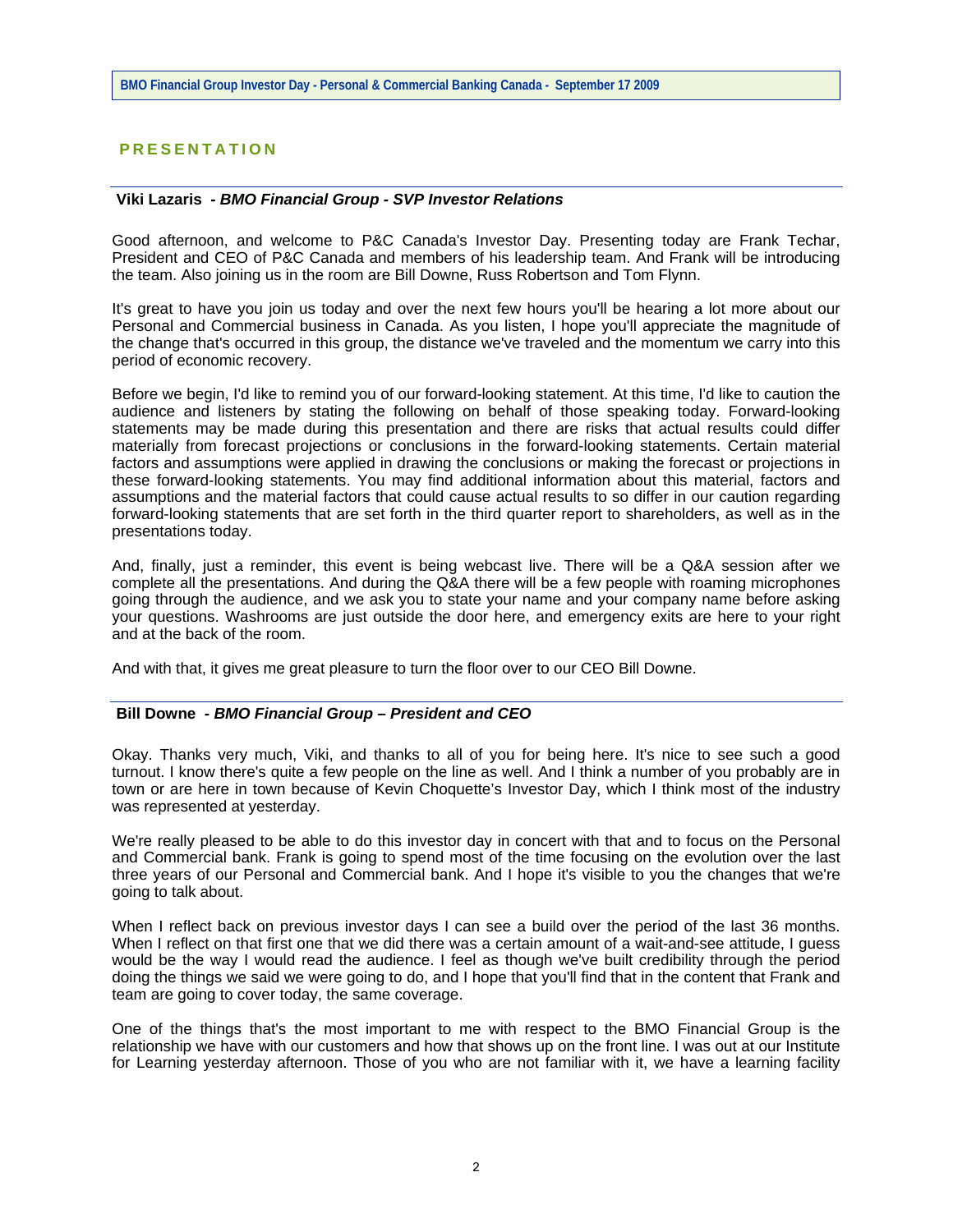## PRESENTATION

**Viki Lazaris** *- BMO Financial Group - SVP Investor Relations*

Good afternoon, and welcome to P&C Canada's Investor Day. Presenting today are Frank Techar, President and CEO of P&C Canada and members of his leadership team. And Frank will be introducing the team. Also joining us in the room are Bill Downe, Russ Robertson and Tom Flynn.

It's great to have you join us today and over the next few hours you'll be hearing a lot more about our Personal and Commercial business in Canada. As you listen, I hope you'll appreciate the magnitude of the change that's occurred in this group, the distance we've traveled and the momentum we carry into this period of economic recovery.

Before we begin, I'd like to remind you of our forward-looking statement. At this time, I'd like to caution the audience and listeners by stating the following on behalf of those speaking today. Forward-looking statements may be made during this presentation and there are risks that actual results could differ materially from forecast projections or conclusions in the forward-looking statements. Certain material factors and assumptions were applied in drawing the conclusions or making the forecast or projections in these forward-looking statements. You may find additional information about this material, factors and assumptions and the material factors that could cause actual results to so differ in our caution regarding forward-looking statements that are set forth in the third quarter report to shareholders, as well as in the presentations today.

And, finally, just a reminder, this event is being webcast live. There will be a Q&A session after we complete all the presentations. And during the Q&A there will be a few people with roaming microphones going through the audience, and we ask you to state your name and your company name before asking your questions. Washrooms are just outside the door here, and emergency exits are here to your right and at the back of the room.

And with that, it gives me great pleasure to turn the floor over to our CEO Bill Downe.

**Bill Downe** *- BMO Financial Group – President and CEO*

Okay. Thanks very much, Viki, and thanks to all of you for being here. It's nice to see such a good turnout. I know there's quite a few people on the line as well. And I think a number of you probably are in town or are here in town because of Kevin Choquette's Investor Day, which I think most of the industry was represented at yesterday.

We're really pleased to be able to do this investor day in concert with that and to focus on the Personal and Commercial bank. Frank is going to spend most of the time focusing on the evolution over the last three years of our Personal and Commercial bank. And I hope it's visible to you the changes that we're going to talk about.

When I reflect back on previous investor days I can see a build over the period of the last 36 months. When I reflect on that first one that we did there was a certain amount of a wait-and-see attitude, I guess would be the way I would read the audience. I feel as though we've built credibility through the period doing the things we said we were going to do, and I hope that you'll find that in the content that Frank and team are going to cover today, the same coverage.

One of the things that's the most important to me with respect to the BMO Financial Group is the relationship we have with our customers and how that shows up on the front line. I was out at our Institute for Learning yesterday afternoon. Those of you who are not familiar with it, we have a learning facility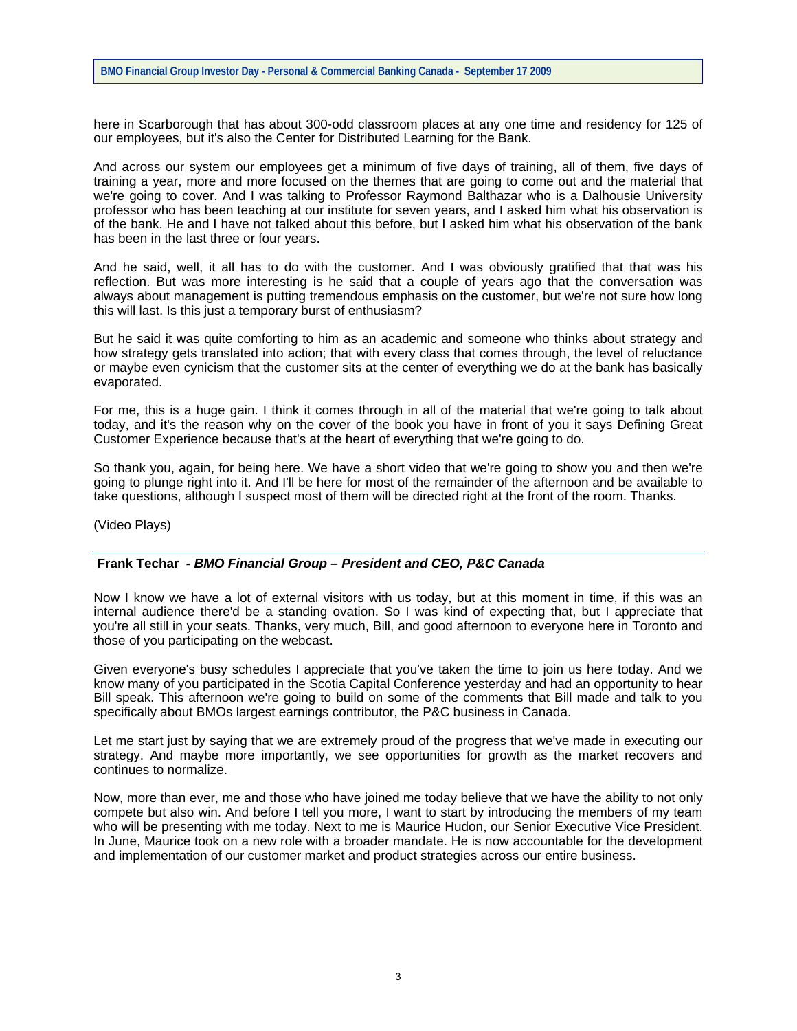here in Scarborough that has about 300-odd classroom places at any one time and residency for 125 of our employees, but it's also the Center for Distributed Learning for the Bank.

And across our system our employees get a minimum of five days of training, all of them, five days of training a year, more and more focused on the themes that are going to come out and the material that we're going to cover. And I was talking to Professor Raymond Balthazar who is a Dalhousie University professor who has been teaching at our institute for seven years, and I asked him what his observation is of the bank. He and I have not talked about this before, but I asked him what his observation of the bank has been in the last three or four years.

And he said, well, it all has to do with the customer. And I was obviously gratified that that was his reflection. But was more interesting is he said that a couple of years ago that the conversation was always about management is putting tremendous emphasis on the customer, but we're not sure how long this will last. Is this just a temporary burst of enthusiasm?

But he said it was quite comforting to him as an academic and someone who thinks about strategy and how strategy gets translated into action; that with every class that comes through, the level of reluctance or maybe even cynicism that the customer sits at the center of everything we do at the bank has basically evaporated.

For me, this is a huge gain. I think it comes through in all of the material that we're going to talk about today, and it's the reason why on the cover of the book you have in front of you it says Defining Great Customer Experience because that's at the heart of everything that we're going to do.

So thank you, again, for being here. We have a short video that we're going to show you and then we're going to plunge right into it. And I'll be here for most of the remainder of the afternoon and be available to take questions, although I suspect most of them will be directed right at the front of the room. Thanks.

(Video Plays)

---

**Frank Techar** *- BMO Financial Group – President and CEO, P&C Canada*

Now I know we have a lot of external visitors with us today, but at this moment in time, if this was an internal audience there'd be a standing ovation. So I was kind of expecting that, but I appreciate that you're all still in your seats. Thanks, very much, Bill, and good afternoon to everyone here in Toronto and those of you participating on the webcast.

Given everyone's busy schedules I appreciate that you've taken the time to join us here today. And we know many of you participated in the Scotia Capital Conference yesterday and had an opportunity to hear Bill speak. This afternoon we're going to build on some of the comments that Bill made and talk to you specifically about BMOs largest earnings contributor, the P&C business in Canada.

Let me start just by saying that we are extremely proud of the progress that we've made in executing our strategy. And maybe more importantly, we see opportunities for growth as the market recovers and continues to normalize.

Now, more than ever, me and those who have joined me today believe that we have the ability to not only compete but also win. And before I tell you more, I want to start by introducing the members of my team who will be presenting with me today. Next to me is Maurice Hudon, our Senior Executive Vice President. In June, Maurice took on a new role with a broader mandate. He is now accountable for the development and implementation of our customer market and product strategies across our entire business.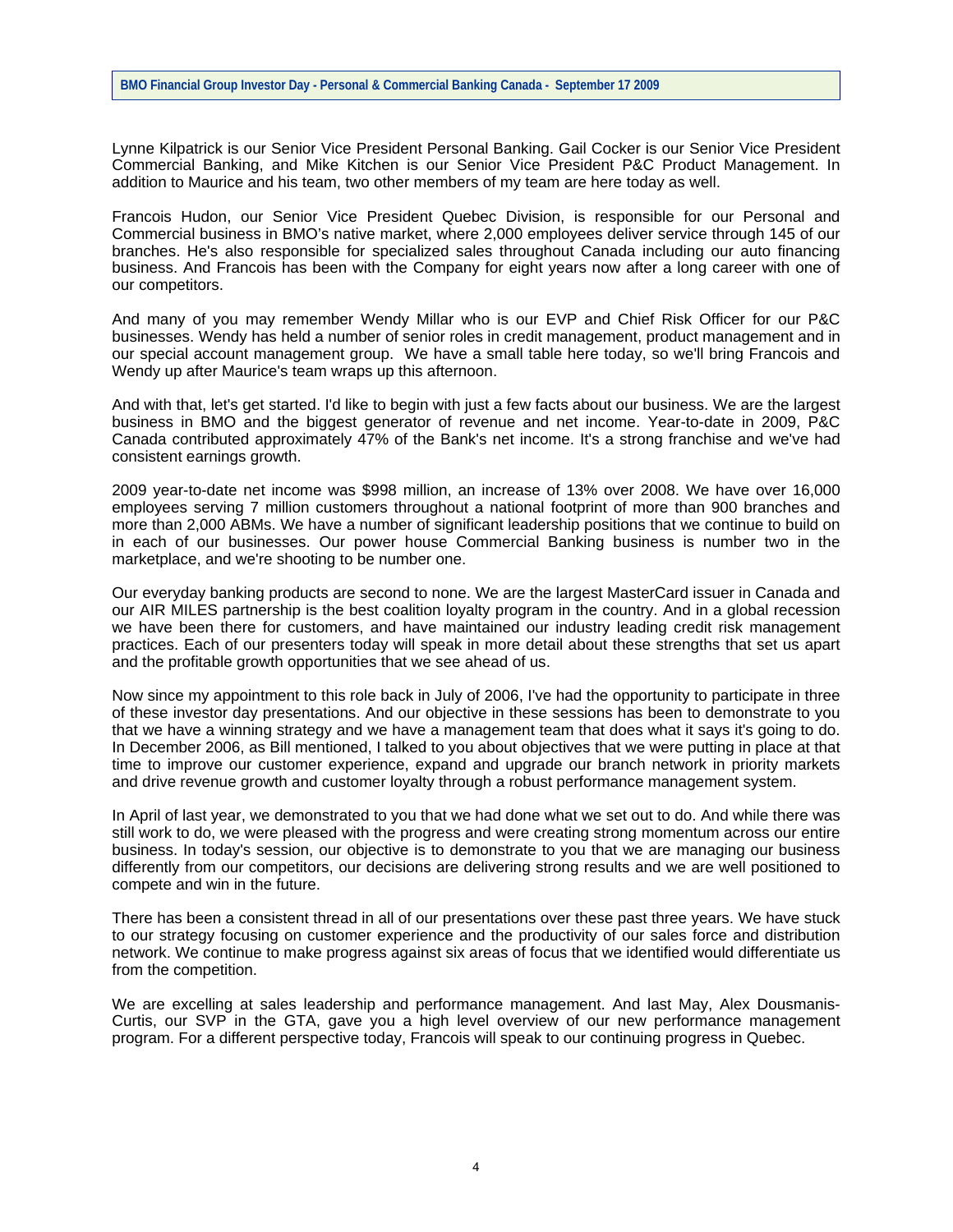Lynne Kilpatrick is our Senior Vice President Personal Banking. Gail Cocker is our Senior Vice President Commercial Banking, and Mike Kitchen is our Senior Vice President P&C Product Management. In addition to Maurice and his team, two other members of my team are here today as well.

Francois Hudon, our Senior Vice President Quebec Division, is responsible for our Personal and Commercial business in BMO's native market, where 2,000 employees deliver service through 145 of our branches. He's also responsible for specialized sales throughout Canada including our auto financing business. And Francois has been with the Company for eight years now after a long career with one of our competitors.

And many of you may remember Wendy Millar who is our EVP and Chief Risk Officer for our P&C businesses. Wendy has held a number of senior roles in credit management, product management and in our special account management group. We have a small table here today, so we'll bring Francois and Wendy up after Maurice's team wraps up this afternoon.

And with that, let's get started. I'd like to begin with just a few facts about our business. We are the largest business in BMO and the biggest generator of revenue and net income. Year-to-date in 2009, P&C Canada contributed approximately 47% of the Bank's net income. It's a strong franchise and we've had consistent earnings growth.

2009 year-to-date net income was $998 million, an increase of 13% over 2008. We have over 16,000 employees serving 7 million customers throughout a national footprint of more than 900 branches and more than 2,000 ABMs. We have a number of significant leadership positions that we continue to build on in each of our businesses. Our power house Commercial Banking business is number two in the marketplace, and we're shooting to be number one.

Our everyday banking products are second to none. We are the largest MasterCard issuer in Canada and our AIR MILES partnership is the best coalition loyalty program in the country. And in a global recession we have been there for customers, and have maintained our industry leading credit risk management practices. Each of our presenters today will speak in more detail about these strengths that set us apart and the profitable growth opportunities that we see ahead of us.

Now since my appointment to this role back in July of 2006, I've had the opportunity to participate in three of these investor day presentations. And our objective in these sessions has been to demonstrate to you that we have a winning strategy and we have a management team that does what it says it's going to do. In December 2006, as Bill mentioned, I talked to you about objectives that we were putting in place at that time to improve our customer experience, expand and upgrade our branch network in priority markets and drive revenue growth and customer loyalty through a robust performance management system.

In April of last year, we demonstrated to you that we had done what we set out to do. And while there was still work to do, we were pleased with the progress and were creating strong momentum across our entire business. In today's session, our objective is to demonstrate to you that we are managing our business differently from our competitors, our decisions are delivering strong results and we are well positioned to compete and win in the future.

There has been a consistent thread in all of our presentations over these past three years. We have stuck to our strategy focusing on customer experience and the productivity of our sales force and distribution network. We continue to make progress against six areas of focus that we identified would differentiate us from the competition.

We are excelling at sales leadership and performance management. And last May, Alex Dousmanis-Curtis, our SVP in the GTA, gave you a high level overview of our new performance management program. For a different perspective today, Francois will speak to our continuing progress in Quebec.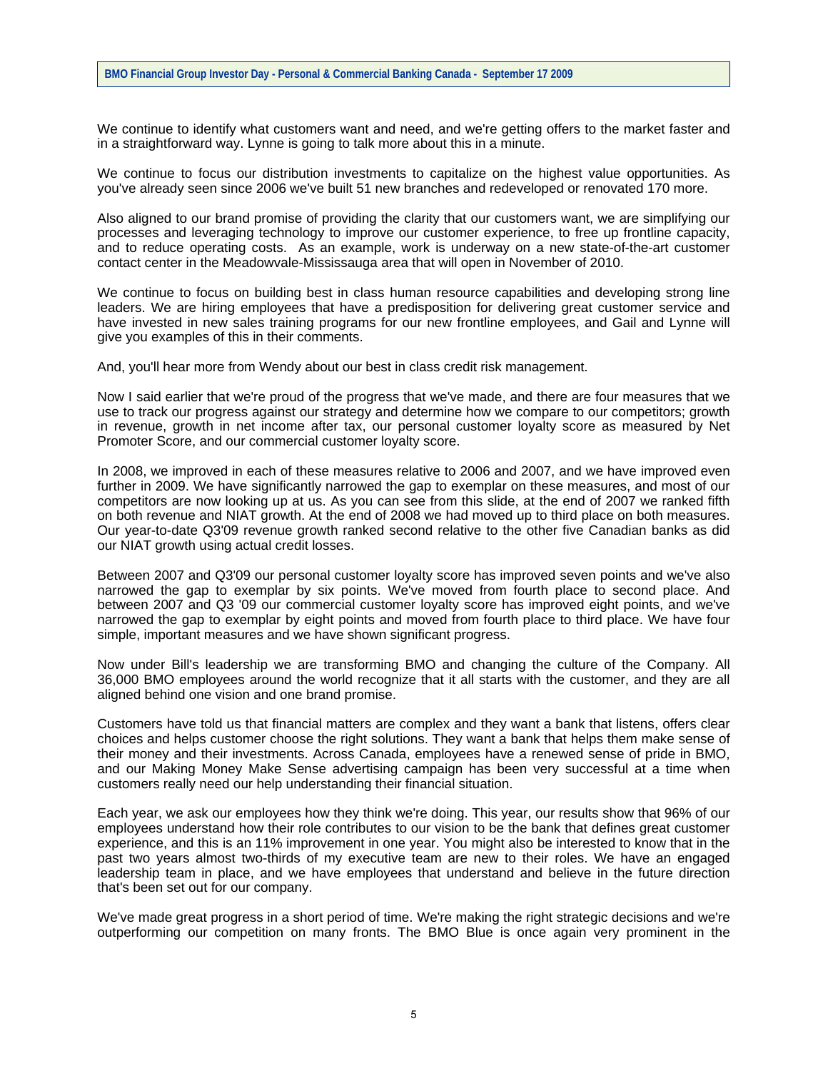We continue to identify what customers want and need, and we're getting offers to the market faster and in a straightforward way. Lynne is going to talk more about this in a minute.

We continue to focus our distribution investments to capitalize on the highest value opportunities. As you've already seen since 2006 we've built 51 new branches and redeveloped or renovated 170 more.

Also aligned to our brand promise of providing the clarity that our customers want, we are simplifying our processes and leveraging technology to improve our customer experience, to free up frontline capacity, and to reduce operating costs. As an example, work is underway on a new state-of-the-art customer contact center in the Meadowvale-Mississauga area that will open in November of 2010.

We continue to focus on building best in class human resource capabilities and developing strong line leaders. We are hiring employees that have a predisposition for delivering great customer service and have invested in new sales training programs for our new frontline employees, and Gail and Lynne will give you examples of this in their comments.

And, you'll hear more from Wendy about our best in class credit risk management.

Now I said earlier that we're proud of the progress that we've made, and there are four measures that we use to track our progress against our strategy and determine how we compare to our competitors; growth in revenue, growth in net income after tax, our personal customer loyalty score as measured by Net Promoter Score, and our commercial customer loyalty score.

In 2008, we improved in each of these measures relative to 2006 and 2007, and we have improved even further in 2009. We have significantly narrowed the gap to exemplar on these measures, and most of our competitors are now looking up at us. As you can see from this slide, at the end of 2007 we ranked fifth on both revenue and NIAT growth. At the end of 2008 we had moved up to third place on both measures. Our year-to-date Q3'09 revenue growth ranked second relative to the other five Canadian banks as did our NIAT growth using actual credit losses.

Between 2007 and Q3'09 our personal customer loyalty score has improved seven points and we've also narrowed the gap to exemplar by six points. We've moved from fourth place to second place. And between 2007 and Q3 '09 our commercial customer loyalty score has improved eight points, and we've narrowed the gap to exemplar by eight points and moved from fourth place to third place. We have four simple, important measures and we have shown significant progress.

Now under Bill's leadership we are transforming BMO and changing the culture of the Company. All 36,000 BMO employees around the world recognize that it all starts with the customer, and they are all aligned behind one vision and one brand promise.

Customers have told us that financial matters are complex and they want a bank that listens, offers clear choices and helps customer choose the right solutions. They want a bank that helps them make sense of their money and their investments. Across Canada, employees have a renewed sense of pride in BMO, and our Making Money Make Sense advertising campaign has been very successful at a time when customers really need our help understanding their financial situation.

Each year, we ask our employees how they think we're doing. This year, our results show that 96% of our employees understand how their role contributes to our vision to be the bank that defines great customer experience, and this is an 11% improvement in one year. You might also be interested to know that in the past two years almost two-thirds of my executive team are new to their roles. We have an engaged leadership team in place, and we have employees that understand and believe in the future direction that's been set out for our company.

We've made great progress in a short period of time. We're making the right strategic decisions and we're outperforming our competition on many fronts. The BMO Blue is once again very prominent in the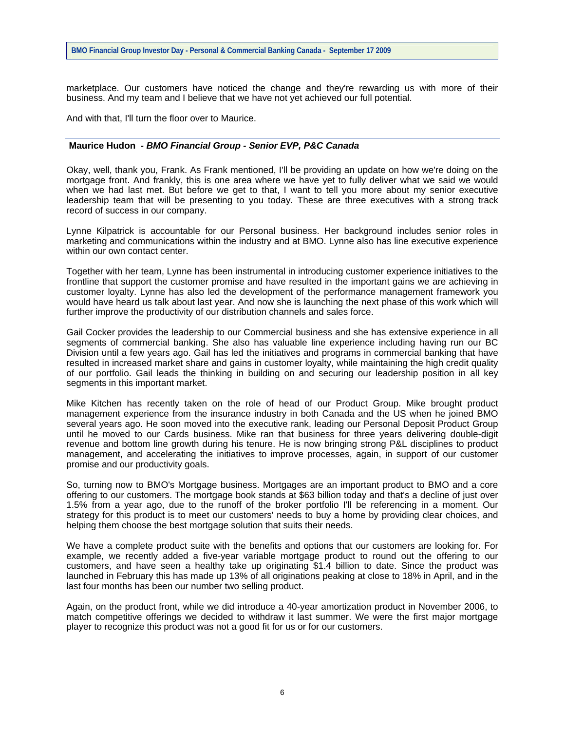marketplace. Our customers have noticed the change and they're rewarding us with more of their business. And my team and I believe that we have not yet achieved our full potential.

And with that, I'll turn the floor over to Maurice.

---

**Maurice Hudon** *- BMO Financial Group - Senior EVP, P&C Canada*

Okay, well, thank you, Frank. As Frank mentioned, I'll be providing an update on how we're doing on the mortgage front. And frankly, this is one area where we have yet to fully deliver what we said we would when we had last met. But before we get to that, I want to tell you more about my senior executive leadership team that will be presenting to you today. These are three executives with a strong track record of success in our company.

Lynne Kilpatrick is accountable for our Personal business. Her background includes senior roles in marketing and communications within the industry and at BMO. Lynne also has line executive experience within our own contact center.

Together with her team, Lynne has been instrumental in introducing customer experience initiatives to the frontline that support the customer promise and have resulted in the important gains we are achieving in customer loyalty. Lynne has also led the development of the performance management framework you would have heard us talk about last year. And now she is launching the next phase of this work which will further improve the productivity of our distribution channels and sales force.

Gail Cocker provides the leadership to our Commercial business and she has extensive experience in all segments of commercial banking. She also has valuable line experience including having run our BC Division until a few years ago. Gail has led the initiatives and programs in commercial banking that have resulted in increased market share and gains in customer loyalty, while maintaining the high credit quality of our portfolio. Gail leads the thinking in building on and securing our leadership position in all key segments in this important market.

Mike Kitchen has recently taken on the role of head of our Product Group. Mike brought product management experience from the insurance industry in both Canada and the US when he joined BMO several years ago. He soon moved into the executive rank, leading our Personal Deposit Product Group until he moved to our Cards business. Mike ran that business for three years delivering double-digit revenue and bottom line growth during his tenure. He is now bringing strong P&L disciplines to product management, and accelerating the initiatives to improve processes, again, in support of our customer promise and our productivity goals.

So, turning now to BMO's Mortgage business. Mortgages are an important product to BMO and a core offering to our customers. The mortgage book stands at $63 billion today and that's a decline of just over 1.5% from a year ago, due to the runoff of the broker portfolio I'll be referencing in a moment. Our strategy for this product is to meet our customers' needs to buy a home by providing clear choices, and helping them choose the best mortgage solution that suits their needs.

We have a complete product suite with the benefits and options that our customers are looking for. For example, we recently added a five-year variable mortgage product to round out the offering to our customers, and have seen a healthy take up originating $1.4 billion to date. Since the product was launched in February this has made up 13% of all originations peaking at close to 18% in April, and in the last four months has been our number two selling product.

Again, on the product front, while we did introduce a 40-year amortization product in November 2006, to match competitive offerings we decided to withdraw it last summer. We were the first major mortgage player to recognize this product was not a good fit for us or for our customers.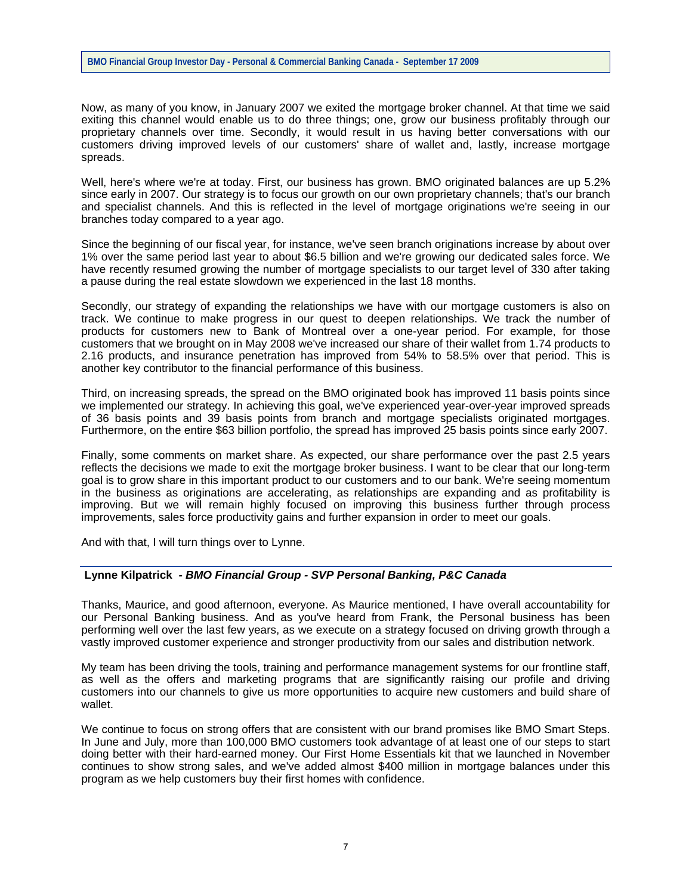Now, as many of you know, in January 2007 we exited the mortgage broker channel. At that time we said exiting this channel would enable us to do three things; one, grow our business profitably through our proprietary channels over time. Secondly, it would result in us having better conversations with our customers driving improved levels of our customers' share of wallet and, lastly, increase mortgage spreads.

Well, here's where we're at today. First, our business has grown. BMO originated balances are up 5.2% since early in 2007. Our strategy is to focus our growth on our own proprietary channels; that's our branch and specialist channels. And this is reflected in the level of mortgage originations we're seeing in our branches today compared to a year ago.

Since the beginning of our fiscal year, for instance, we've seen branch originations increase by about over 1% over the same period last year to about $6.5 billion and we're growing our dedicated sales force. We have recently resumed growing the number of mortgage specialists to our target level of 330 after taking a pause during the real estate slowdown we experienced in the last 18 months.

Secondly, our strategy of expanding the relationships we have with our mortgage customers is also on track. We continue to make progress in our quest to deepen relationships. We track the number of products for customers new to Bank of Montreal over a one-year period. For example, for those customers that we brought on in May 2008 we've increased our share of their wallet from 1.74 products to 2.16 products, and insurance penetration has improved from 54% to 58.5% over that period. This is another key contributor to the financial performance of this business.

Third, on increasing spreads, the spread on the BMO originated book has improved 11 basis points since we implemented our strategy. In achieving this goal, we've experienced year-over-year improved spreads of 36 basis points and 39 basis points from branch and mortgage specialists originated mortgages. Furthermore, on the entire $63 billion portfolio, the spread has improved 25 basis points since early 2007.

Finally, some comments on market share. As expected, our share performance over the past 2.5 years reflects the decisions we made to exit the mortgage broker business. I want to be clear that our long-term goal is to grow share in this important product to our customers and to our bank. We're seeing momentum in the business as originations are accelerating, as relationships are expanding and as profitability is improving. But we will remain highly focused on improving this business further through process improvements, sales force productivity gains and further expansion in order to meet our goals.

And with that, I will turn things over to Lynne.

---

**Lynne Kilpatrick** *- BMO Financial Group - SVP Personal Banking, P&C Canada*

Thanks, Maurice, and good afternoon, everyone. As Maurice mentioned, I have overall accountability for our Personal Banking business. And as you've heard from Frank, the Personal business has been performing well over the last few years, as we execute on a strategy focused on driving growth through a vastly improved customer experience and stronger productivity from our sales and distribution network.

My team has been driving the tools, training and performance management systems for our frontline staff, as well as the offers and marketing programs that are significantly raising our profile and driving customers into our channels to give us more opportunities to acquire new customers and build share of wallet.

We continue to focus on strong offers that are consistent with our brand promises like BMO Smart Steps. In June and July, more than 100,000 BMO customers took advantage of at least one of our steps to start doing better with their hard-earned money. Our First Home Essentials kit that we launched in November continues to show strong sales, and we've added almost $400 million in mortgage balances under this program as we help customers buy their first homes with confidence.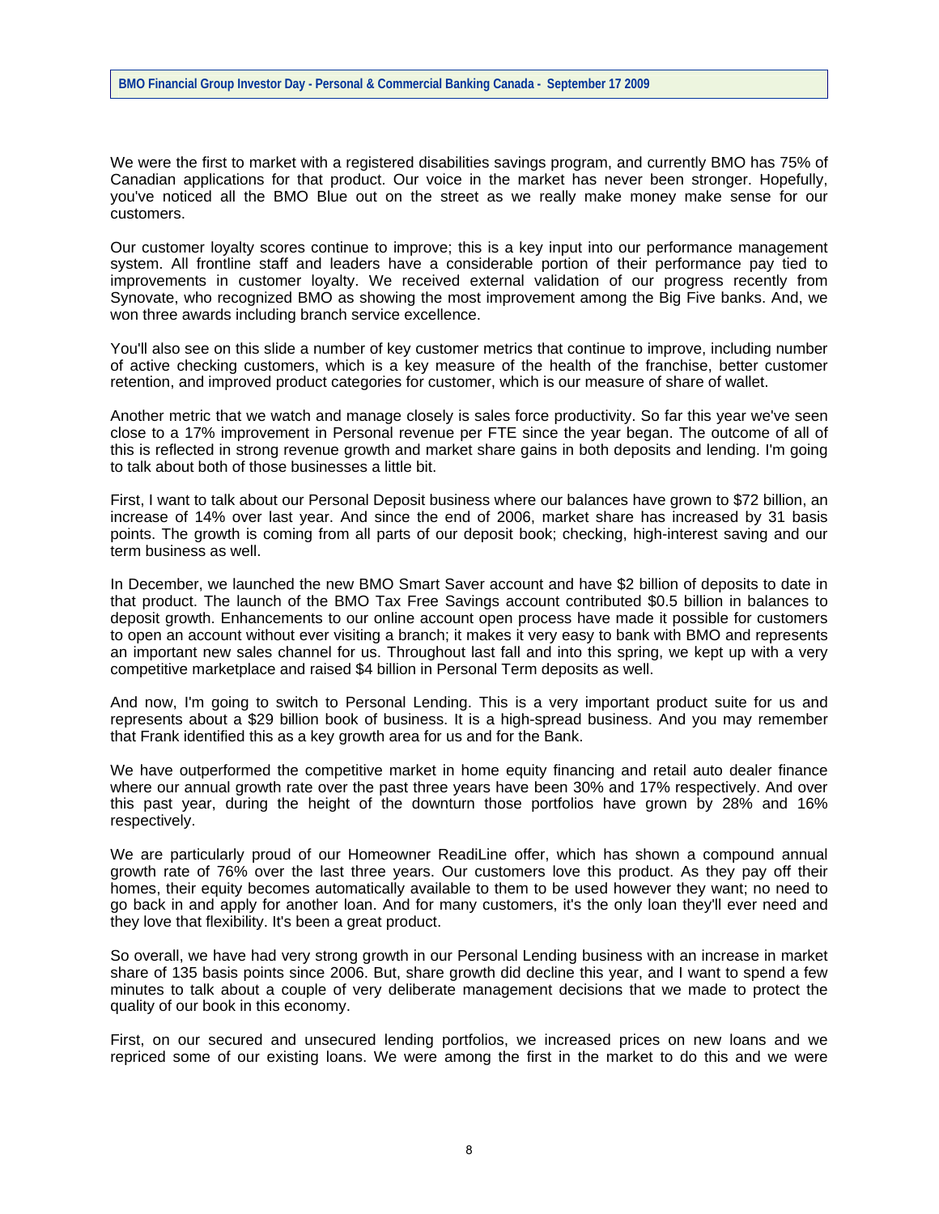We were the first to market with a registered disabilities savings program, and currently BMO has 75% of Canadian applications for that product. Our voice in the market has never been stronger. Hopefully, you've noticed all the BMO Blue out on the street as we really make money make sense for our customers.

Our customer loyalty scores continue to improve; this is a key input into our performance management system. All frontline staff and leaders have a considerable portion of their performance pay tied to improvements in customer loyalty. We received external validation of our progress recently from Synovate, who recognized BMO as showing the most improvement among the Big Five banks. And, we won three awards including branch service excellence.

You'll also see on this slide a number of key customer metrics that continue to improve, including number of active checking customers, which is a key measure of the health of the franchise, better customer retention, and improved product categories for customer, which is our measure of share of wallet.

Another metric that we watch and manage closely is sales force productivity. So far this year we've seen close to a 17% improvement in Personal revenue per FTE since the year began. The outcome of all of this is reflected in strong revenue growth and market share gains in both deposits and lending. I'm going to talk about both of those businesses a little bit.

First, I want to talk about our Personal Deposit business where our balances have grown to $72 billion, an increase of 14% over last year. And since the end of 2006, market share has increased by 31 basis points. The growth is coming from all parts of our deposit book; checking, high-interest saving and our term business as well.

In December, we launched the new BMO Smart Saver account and have $2 billion of deposits to date in that product. The launch of the BMO Tax Free Savings account contributed $0.5 billion in balances to deposit growth. Enhancements to our online account open process have made it possible for customers to open an account without ever visiting a branch; it makes it very easy to bank with BMO and represents an important new sales channel for us. Throughout last fall and into this spring, we kept up with a very competitive marketplace and raised $4 billion in Personal Term deposits as well.

And now, I'm going to switch to Personal Lending. This is a very important product suite for us and represents about a $29 billion book of business. It is a high-spread business. And you may remember that Frank identified this as a key growth area for us and for the Bank.

We have outperformed the competitive market in home equity financing and retail auto dealer finance where our annual growth rate over the past three years have been 30% and 17% respectively. And over this past year, during the height of the downturn those portfolios have grown by 28% and 16% respectively.

We are particularly proud of our Homeowner ReadiLine offer, which has shown a compound annual growth rate of 76% over the last three years. Our customers love this product. As they pay off their homes, their equity becomes automatically available to them to be used however they want; no need to go back in and apply for another loan. And for many customers, it's the only loan they'll ever need and they love that flexibility. It's been a great product.

So overall, we have had very strong growth in our Personal Lending business with an increase in market share of 135 basis points since 2006. But, share growth did decline this year, and I want to spend a few minutes to talk about a couple of very deliberate management decisions that we made to protect the quality of our book in this economy.

First, on our secured and unsecured lending portfolios, we increased prices on new loans and we repriced some of our existing loans. We were among the first in the market to do this and we were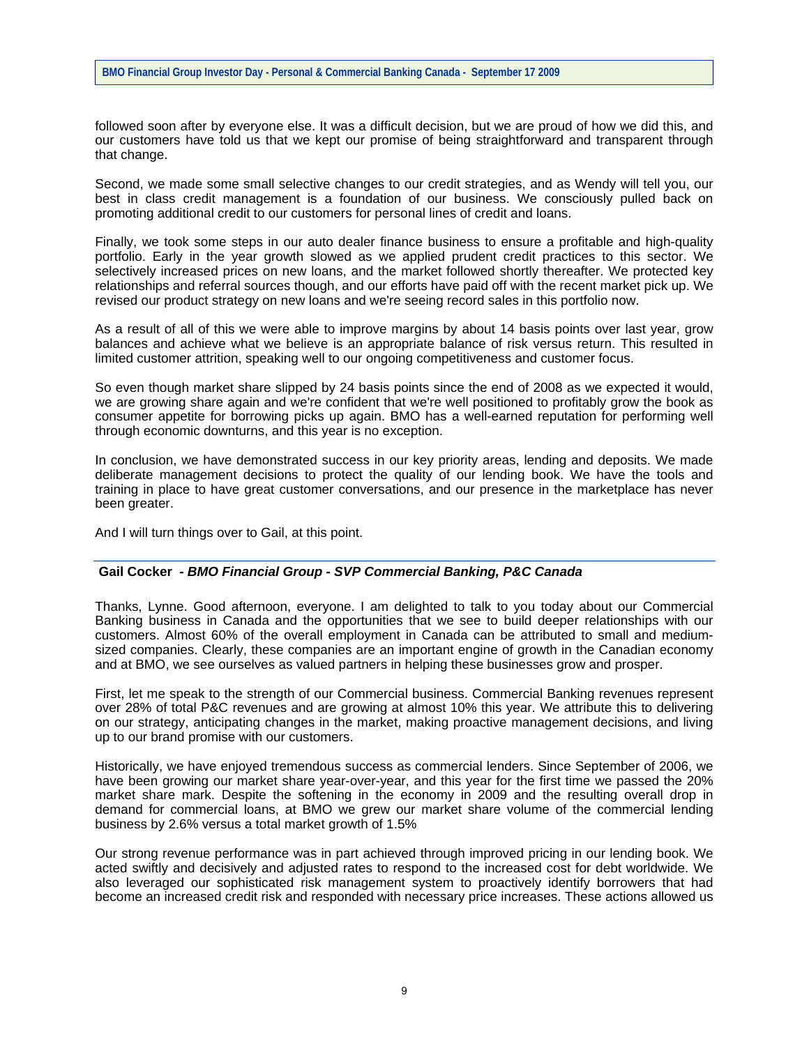followed soon after by everyone else. It was a difficult decision, but we are proud of how we did this, and our customers have told us that we kept our promise of being straightforward and transparent through that change.

Second, we made some small selective changes to our credit strategies, and as Wendy will tell you, our best in class credit management is a foundation of our business. We consciously pulled back on promoting additional credit to our customers for personal lines of credit and loans.

Finally, we took some steps in our auto dealer finance business to ensure a profitable and high-quality portfolio. Early in the year growth slowed as we applied prudent credit practices to this sector. We selectively increased prices on new loans, and the market followed shortly thereafter. We protected key relationships and referral sources though, and our efforts have paid off with the recent market pick up. We revised our product strategy on new loans and we're seeing record sales in this portfolio now.

As a result of all of this we were able to improve margins by about 14 basis points over last year, grow balances and achieve what we believe is an appropriate balance of risk versus return. This resulted in limited customer attrition, speaking well to our ongoing competitiveness and customer focus.

So even though market share slipped by 24 basis points since the end of 2008 as we expected it would, we are growing share again and we're confident that we're well positioned to profitably grow the book as consumer appetite for borrowing picks up again. BMO has a well-earned reputation for performing well through economic downturns, and this year is no exception.

In conclusion, we have demonstrated success in our key priority areas, lending and deposits. We made deliberate management decisions to protect the quality of our lending book. We have the tools and training in place to have great customer conversations, and our presence in the marketplace has never been greater.

And I will turn things over to Gail, at this point.

---

**Gail Cocker** - ***BMO Financial Group - SVP Commercial Banking, P&C Canada***

Thanks, Lynne. Good afternoon, everyone. I am delighted to talk to you today about our Commercial Banking business in Canada and the opportunities that we see to build deeper relationships with our customers. Almost 60% of the overall employment in Canada can be attributed to small and medium-sized companies. Clearly, these companies are an important engine of growth in the Canadian economy and at BMO, we see ourselves as valued partners in helping these businesses grow and prosper.

First, let me speak to the strength of our Commercial business. Commercial Banking revenues represent over 28% of total P&C revenues and are growing at almost 10% this year. We attribute this to delivering on our strategy, anticipating changes in the market, making proactive management decisions, and living up to our brand promise with our customers.

Historically, we have enjoyed tremendous success as commercial lenders. Since September of 2006, we have been growing our market share year-over-year, and this year for the first time we passed the 20% market share mark. Despite the softening in the economy in 2009 and the resulting overall drop in demand for commercial loans, at BMO we grew our market share volume of the commercial lending business by 2.6% versus a total market growth of 1.5%

Our strong revenue performance was in part achieved through improved pricing in our lending book. We acted swiftly and decisively and adjusted rates to respond to the increased cost for debt worldwide. We also leveraged our sophisticated risk management system to proactively identify borrowers that had become an increased credit risk and responded with necessary price increases. These actions allowed us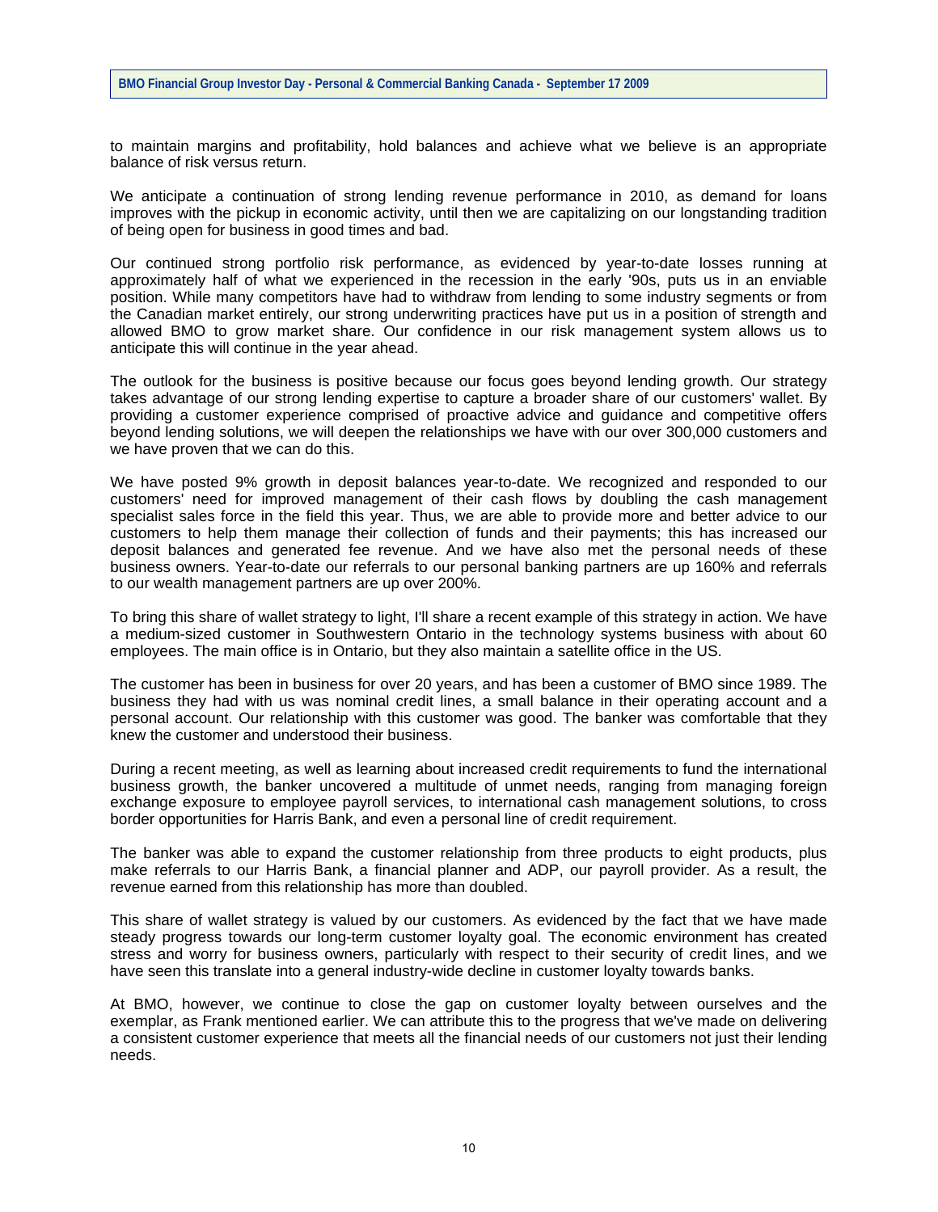to maintain margins and profitability, hold balances and achieve what we believe is an appropriate balance of risk versus return.

We anticipate a continuation of strong lending revenue performance in 2010, as demand for loans improves with the pickup in economic activity, until then we are capitalizing on our longstanding tradition of being open for business in good times and bad.

Our continued strong portfolio risk performance, as evidenced by year-to-date losses running at approximately half of what we experienced in the recession in the early '90s, puts us in an enviable position. While many competitors have had to withdraw from lending to some industry segments or from the Canadian market entirely, our strong underwriting practices have put us in a position of strength and allowed BMO to grow market share. Our confidence in our risk management system allows us to anticipate this will continue in the year ahead.

The outlook for the business is positive because our focus goes beyond lending growth. Our strategy takes advantage of our strong lending expertise to capture a broader share of our customers' wallet. By providing a customer experience comprised of proactive advice and guidance and competitive offers beyond lending solutions, we will deepen the relationships we have with our over 300,000 customers and we have proven that we can do this.

We have posted 9% growth in deposit balances year-to-date. We recognized and responded to our customers' need for improved management of their cash flows by doubling the cash management specialist sales force in the field this year. Thus, we are able to provide more and better advice to our customers to help them manage their collection of funds and their payments; this has increased our deposit balances and generated fee revenue. And we have also met the personal needs of these business owners. Year-to-date our referrals to our personal banking partners are up 160% and referrals to our wealth management partners are up over 200%.

To bring this share of wallet strategy to light, I'll share a recent example of this strategy in action. We have a medium-sized customer in Southwestern Ontario in the technology systems business with about 60 employees. The main office is in Ontario, but they also maintain a satellite office in the US.

The customer has been in business for over 20 years, and has been a customer of BMO since 1989. The business they had with us was nominal credit lines, a small balance in their operating account and a personal account. Our relationship with this customer was good. The banker was comfortable that they knew the customer and understood their business.

During a recent meeting, as well as learning about increased credit requirements to fund the international business growth, the banker uncovered a multitude of unmet needs, ranging from managing foreign exchange exposure to employee payroll services, to international cash management solutions, to cross border opportunities for Harris Bank, and even a personal line of credit requirement.

The banker was able to expand the customer relationship from three products to eight products, plus make referrals to our Harris Bank, a financial planner and ADP, our payroll provider. As a result, the revenue earned from this relationship has more than doubled.

This share of wallet strategy is valued by our customers. As evidenced by the fact that we have made steady progress towards our long-term customer loyalty goal. The economic environment has created stress and worry for business owners, particularly with respect to their security of credit lines, and we have seen this translate into a general industry-wide decline in customer loyalty towards banks.

At BMO, however, we continue to close the gap on customer loyalty between ourselves and the exemplar, as Frank mentioned earlier. We can attribute this to the progress that we've made on delivering a consistent customer experience that meets all the financial needs of our customers not just their lending needs.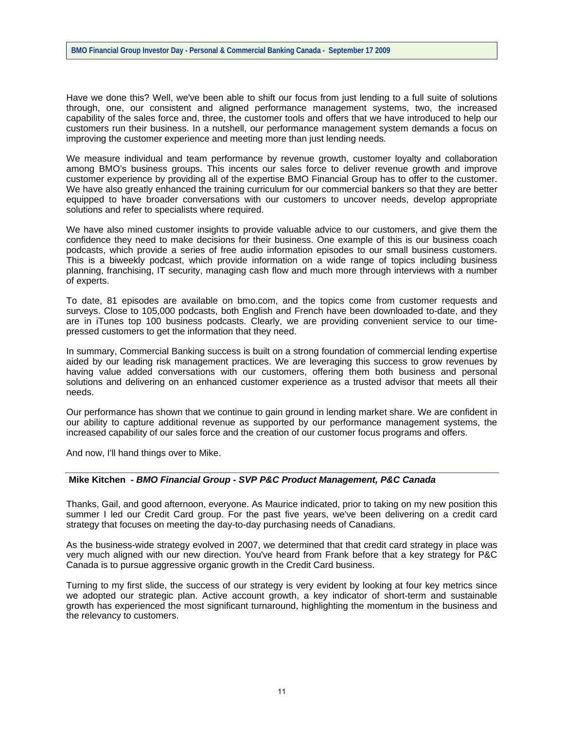Have we done this? Well, we've been able to shift our focus from just lending to a full suite of solutions through, one, our consistent and aligned performance management systems, two, the increased capability of the sales force and, three, the customer tools and offers that we have introduced to help our customers run their business. In a nutshell, our performance management system demands a focus on improving the customer experience and meeting more than just lending needs.

We measure individual and team performance by revenue growth, customer loyalty and collaboration among BMO's business groups. This incents our sales force to deliver revenue growth and improve customer experience by providing all of the expertise BMO Financial Group has to offer to the customer. We have also greatly enhanced the training curriculum for our commercial bankers so that they are better equipped to have broader conversations with our customers to uncover needs, develop appropriate solutions and refer to specialists where required.

We have also mined customer insights to provide valuable advice to our customers, and give them the confidence they need to make decisions for their business. One example of this is our business coach podcasts, which provide a series of free audio information episodes to our small business customers. This is a biweekly podcast, which provide information on a wide range of topics including business planning, franchising, IT security, managing cash flow and much more through interviews with a number of experts.

To date, 81 episodes are available on bmo.com, and the topics come from customer requests and surveys. Close to 105,000 podcasts, both English and French have been downloaded to-date, and they are in iTunes top 100 business podcasts. Clearly, we are providing convenient service to our time-pressed customers to get the information that they need.

In summary, Commercial Banking success is built on a strong foundation of commercial lending expertise aided by our leading risk management practices. We are leveraging this success to grow revenues by having value added conversations with our customers, offering them both business and personal solutions and delivering on an enhanced customer experience as a trusted advisor that meets all their needs.

Our performance has shown that we continue to gain ground in lending market share. We are confident in our ability to capture additional revenue as supported by our performance management systems, the increased capability of our sales force and the creation of our customer focus programs and offers.

And now, I'll hand things over to Mike.

---

**Mike Kitchen** *- BMO Financial Group - SVP P&C Product Management, P&C Canada*

Thanks, Gail, and good afternoon, everyone. As Maurice indicated, prior to taking on my new position this summer I led our Credit Card group. For the past five years, we've been delivering on a credit card strategy that focuses on meeting the day-to-day purchasing needs of Canadians.

As the business-wide strategy evolved in 2007, we determined that that credit card strategy in place was very much aligned with our new direction. You've heard from Frank before that a key strategy for P&C Canada is to pursue aggressive organic growth in the Credit Card business.

Turning to my first slide, the success of our strategy is very evident by looking at four key metrics since we adopted our strategic plan. Active account growth, a key indicator of short-term and sustainable growth has experienced the most significant turnaround, highlighting the momentum in the business and the relevancy to customers.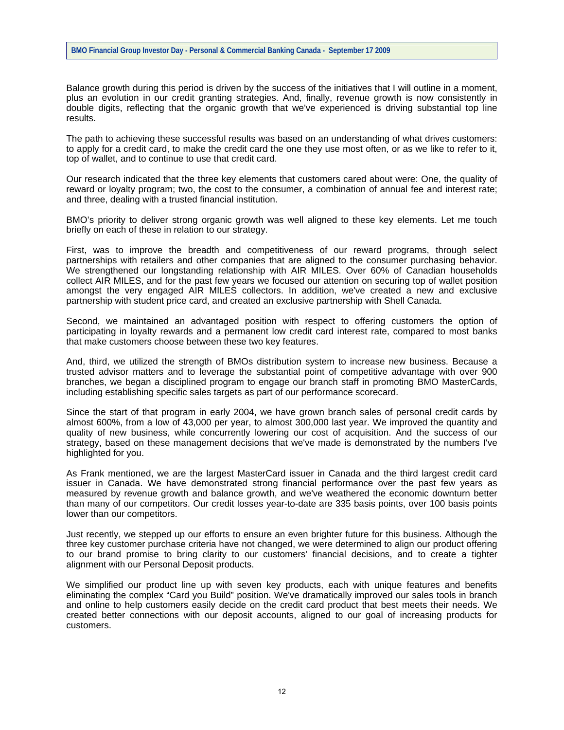Balance growth during this period is driven by the success of the initiatives that I will outline in a moment, plus an evolution in our credit granting strategies. And, finally, revenue growth is now consistently in double digits, reflecting that the organic growth that we've experienced is driving substantial top line results.

The path to achieving these successful results was based on an understanding of what drives customers: to apply for a credit card, to make the credit card the one they use most often, or as we like to refer to it, top of wallet, and to continue to use that credit card.

Our research indicated that the three key elements that customers cared about were: One, the quality of reward or loyalty program; two, the cost to the consumer, a combination of annual fee and interest rate; and three, dealing with a trusted financial institution.

BMO's priority to deliver strong organic growth was well aligned to these key elements. Let me touch briefly on each of these in relation to our strategy.

First, was to improve the breadth and competitiveness of our reward programs, through select partnerships with retailers and other companies that are aligned to the consumer purchasing behavior. We strengthened our longstanding relationship with AIR MILES. Over 60% of Canadian households collect AIR MILES, and for the past few years we focused our attention on securing top of wallet position amongst the very engaged AIR MILES collectors. In addition, we've created a new and exclusive partnership with student price card, and created an exclusive partnership with Shell Canada.

Second, we maintained an advantaged position with respect to offering customers the option of participating in loyalty rewards and a permanent low credit card interest rate, compared to most banks that make customers choose between these two key features.

And, third, we utilized the strength of BMOs distribution system to increase new business. Because a trusted advisor matters and to leverage the substantial point of competitive advantage with over 900 branches, we began a disciplined program to engage our branch staff in promoting BMO MasterCards, including establishing specific sales targets as part of our performance scorecard.

Since the start of that program in early 2004, we have grown branch sales of personal credit cards by almost 600%, from a low of 43,000 per year, to almost 300,000 last year. We improved the quantity and quality of new business, while concurrently lowering our cost of acquisition. And the success of our strategy, based on these management decisions that we've made is demonstrated by the numbers I've highlighted for you.

As Frank mentioned, we are the largest MasterCard issuer in Canada and the third largest credit card issuer in Canada. We have demonstrated strong financial performance over the past few years as measured by revenue growth and balance growth, and we've weathered the economic downturn better than many of our competitors. Our credit losses year-to-date are 335 basis points, over 100 basis points lower than our competitors.

Just recently, we stepped up our efforts to ensure an even brighter future for this business. Although the three key customer purchase criteria have not changed, we were determined to align our product offering to our brand promise to bring clarity to our customers' financial decisions, and to create a tighter alignment with our Personal Deposit products.

We simplified our product line up with seven key products, each with unique features and benefits eliminating the complex "Card you Build" position. We've dramatically improved our sales tools in branch and online to help customers easily decide on the credit card product that best meets their needs. We created better connections with our deposit accounts, aligned to our goal of increasing products for customers.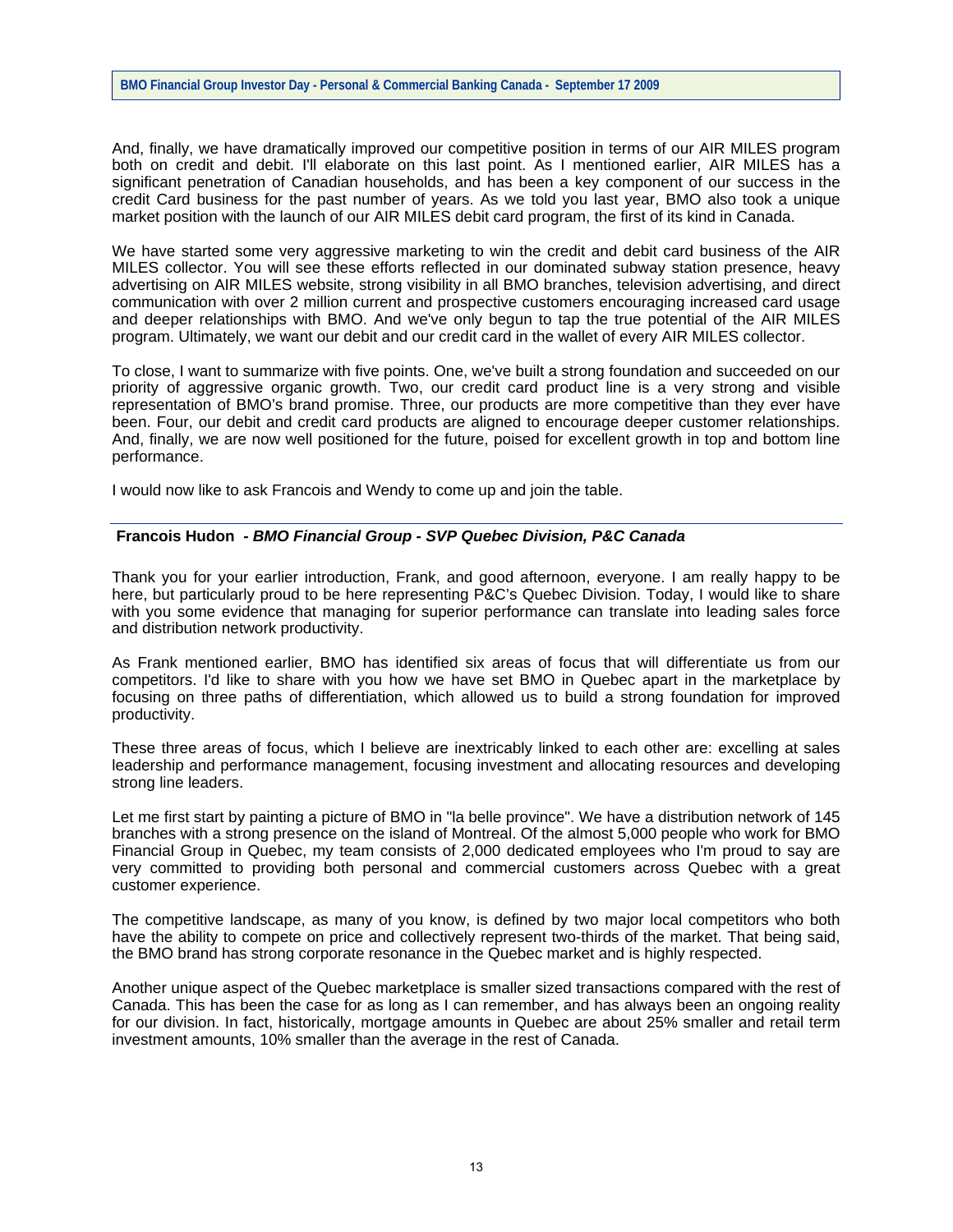And, finally, we have dramatically improved our competitive position in terms of our AIR MILES program both on credit and debit. I'll elaborate on this last point. As I mentioned earlier, AIR MILES has a significant penetration of Canadian households, and has been a key component of our success in the credit Card business for the past number of years. As we told you last year, BMO also took a unique market position with the launch of our AIR MILES debit card program, the first of its kind in Canada.

We have started some very aggressive marketing to win the credit and debit card business of the AIR MILES collector. You will see these efforts reflected in our dominated subway station presence, heavy advertising on AIR MILES website, strong visibility in all BMO branches, television advertising, and direct communication with over 2 million current and prospective customers encouraging increased card usage and deeper relationships with BMO. And we've only begun to tap the true potential of the AIR MILES program. Ultimately, we want our debit and our credit card in the wallet of every AIR MILES collector.

To close, I want to summarize with five points. One, we've built a strong foundation and succeeded on our priority of aggressive organic growth. Two, our credit card product line is a very strong and visible representation of BMO's brand promise. Three, our products are more competitive than they ever have been. Four, our debit and credit card products are aligned to encourage deeper customer relationships. And, finally, we are now well positioned for the future, poised for excellent growth in top and bottom line performance.

I would now like to ask Francois and Wendy to come up and join the table.

---

**Francois Hudon** *- BMO Financial Group - SVP Quebec Division, P&C Canada*

Thank you for your earlier introduction, Frank, and good afternoon, everyone. I am really happy to be here, but particularly proud to be here representing P&C's Quebec Division. Today, I would like to share with you some evidence that managing for superior performance can translate into leading sales force and distribution network productivity.

As Frank mentioned earlier, BMO has identified six areas of focus that will differentiate us from our competitors. I'd like to share with you how we have set BMO in Quebec apart in the marketplace by focusing on three paths of differentiation, which allowed us to build a strong foundation for improved productivity.

These three areas of focus, which I believe are inextricably linked to each other are: excelling at sales leadership and performance management, focusing investment and allocating resources and developing strong line leaders.

Let me first start by painting a picture of BMO in "la belle province". We have a distribution network of 145 branches with a strong presence on the island of Montreal. Of the almost 5,000 people who work for BMO Financial Group in Quebec, my team consists of 2,000 dedicated employees who I'm proud to say are very committed to providing both personal and commercial customers across Quebec with a great customer experience.

The competitive landscape, as many of you know, is defined by two major local competitors who both have the ability to compete on price and collectively represent two-thirds of the market. That being said, the BMO brand has strong corporate resonance in the Quebec market and is highly respected.

Another unique aspect of the Quebec marketplace is smaller sized transactions compared with the rest of Canada. This has been the case for as long as I can remember, and has always been an ongoing reality for our division. In fact, historically, mortgage amounts in Quebec are about 25% smaller and retail term investment amounts, 10% smaller than the average in the rest of Canada.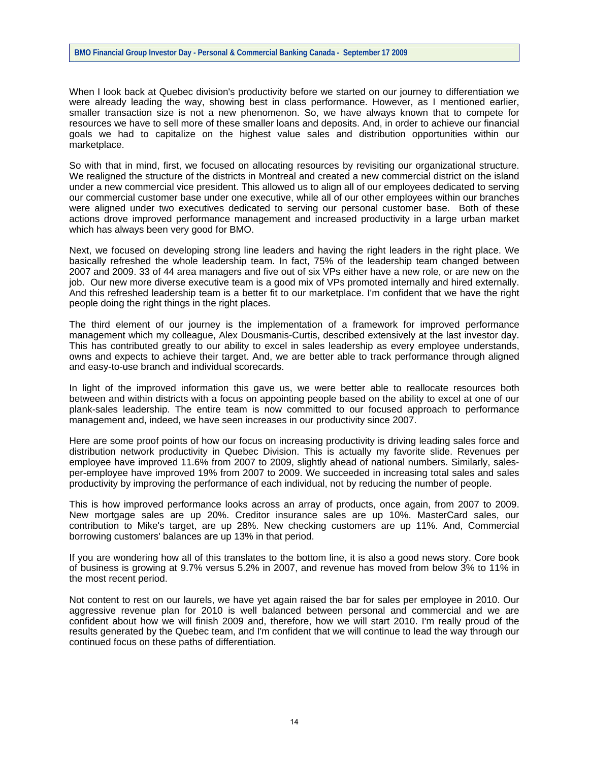When I look back at Quebec division's productivity before we started on our journey to differentiation we were already leading the way, showing best in class performance. However, as I mentioned earlier, smaller transaction size is not a new phenomenon. So, we have always known that to compete for resources we have to sell more of these smaller loans and deposits. And, in order to achieve our financial goals we had to capitalize on the highest value sales and distribution opportunities within our marketplace.

So with that in mind, first, we focused on allocating resources by revisiting our organizational structure. We realigned the structure of the districts in Montreal and created a new commercial district on the island under a new commercial vice president. This allowed us to align all of our employees dedicated to serving our commercial customer base under one executive, while all of our other employees within our branches were aligned under two executives dedicated to serving our personal customer base. Both of these actions drove improved performance management and increased productivity in a large urban market which has always been very good for BMO.

Next, we focused on developing strong line leaders and having the right leaders in the right place. We basically refreshed the whole leadership team. In fact, 75% of the leadership team changed between 2007 and 2009. 33 of 44 area managers and five out of six VPs either have a new role, or are new on the job. Our new more diverse executive team is a good mix of VPs promoted internally and hired externally. And this refreshed leadership team is a better fit to our marketplace. I'm confident that we have the right people doing the right things in the right places.

The third element of our journey is the implementation of a framework for improved performance management which my colleague, Alex Dousmanis-Curtis, described extensively at the last investor day. This has contributed greatly to our ability to excel in sales leadership as every employee understands, owns and expects to achieve their target. And, we are better able to track performance through aligned and easy-to-use branch and individual scorecards.

In light of the improved information this gave us, we were better able to reallocate resources both between and within districts with a focus on appointing people based on the ability to excel at one of our plank-sales leadership. The entire team is now committed to our focused approach to performance management and, indeed, we have seen increases in our productivity since 2007.

Here are some proof points of how our focus on increasing productivity is driving leading sales force and distribution network productivity in Quebec Division. This is actually my favorite slide. Revenues per employee have improved 11.6% from 2007 to 2009, slightly ahead of national numbers. Similarly, sales-per-employee have improved 19% from 2007 to 2009. We succeeded in increasing total sales and sales productivity by improving the performance of each individual, not by reducing the number of people.

This is how improved performance looks across an array of products, once again, from 2007 to 2009. New mortgage sales are up 20%. Creditor insurance sales are up 10%. MasterCard sales, our contribution to Mike's target, are up 28%. New checking customers are up 11%. And, Commercial borrowing customers' balances are up 13% in that period.

If you are wondering how all of this translates to the bottom line, it is also a good news story. Core book of business is growing at 9.7% versus 5.2% in 2007, and revenue has moved from below 3% to 11% in the most recent period.

Not content to rest on our laurels, we have yet again raised the bar for sales per employee in 2010. Our aggressive revenue plan for 2010 is well balanced between personal and commercial and we are confident about how we will finish 2009 and, therefore, how we will start 2010. I'm really proud of the results generated by the Quebec team, and I'm confident that we will continue to lead the way through our continued focus on these paths of differentiation.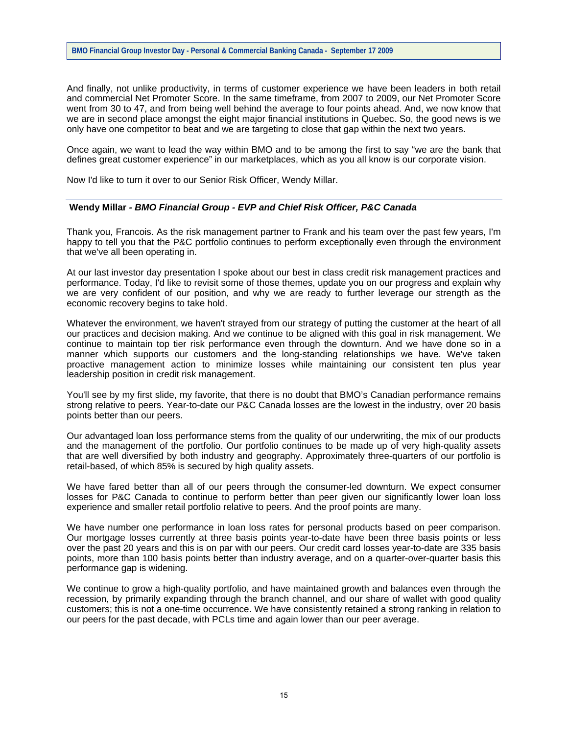And finally, not unlike productivity, in terms of customer experience we have been leaders in both retail and commercial Net Promoter Score. In the same timeframe, from 2007 to 2009, our Net Promoter Score went from 30 to 47, and from being well behind the average to four points ahead. And, we now know that we are in second place amongst the eight major financial institutions in Quebec. So, the good news is we only have one competitor to beat and we are targeting to close that gap within the next two years.

Once again, we want to lead the way within BMO and to be among the first to say "we are the bank that defines great customer experience" in our marketplaces, which as you all know is our corporate vision.

Now I'd like to turn it over to our Senior Risk Officer, Wendy Millar.

**Wendy Millar** - ***BMO Financial Group - EVP and Chief Risk Officer, P&C Canada***

Thank you, Francois. As the risk management partner to Frank and his team over the past few years, I'm happy to tell you that the P&C portfolio continues to perform exceptionally even through the environment that we've all been operating in.

At our last investor day presentation I spoke about our best in class credit risk management practices and performance. Today, I'd like to revisit some of those themes, update you on our progress and explain why we are very confident of our position, and why we are ready to further leverage our strength as the economic recovery begins to take hold.

Whatever the environment, we haven't strayed from our strategy of putting the customer at the heart of all our practices and decision making. And we continue to be aligned with this goal in risk management. We continue to maintain top tier risk performance even through the downturn. And we have done so in a manner which supports our customers and the long-standing relationships we have. We've taken proactive management action to minimize losses while maintaining our consistent ten plus year leadership position in credit risk management.

You'll see by my first slide, my favorite, that there is no doubt that BMO's Canadian performance remains strong relative to peers. Year-to-date our P&C Canada losses are the lowest in the industry, over 20 basis points better than our peers.

Our advantaged loan loss performance stems from the quality of our underwriting, the mix of our products and the management of the portfolio. Our portfolio continues to be made up of very high-quality assets that are well diversified by both industry and geography. Approximately three-quarters of our portfolio is retail-based, of which 85% is secured by high quality assets.

We have fared better than all of our peers through the consumer-led downturn. We expect consumer losses for P&C Canada to continue to perform better than peer given our significantly lower loan loss experience and smaller retail portfolio relative to peers. And the proof points are many.

We have number one performance in loan loss rates for personal products based on peer comparison. Our mortgage losses currently at three basis points year-to-date have been three basis points or less over the past 20 years and this is on par with our peers. Our credit card losses year-to-date are 335 basis points, more than 100 basis points better than industry average, and on a quarter-over-quarter basis this performance gap is widening.

We continue to grow a high-quality portfolio, and have maintained growth and balances even through the recession, by primarily expanding through the branch channel, and our share of wallet with good quality customers; this is not a one-time occurrence. We have consistently retained a strong ranking in relation to our peers for the past decade, with PCLs time and again lower than our peer average.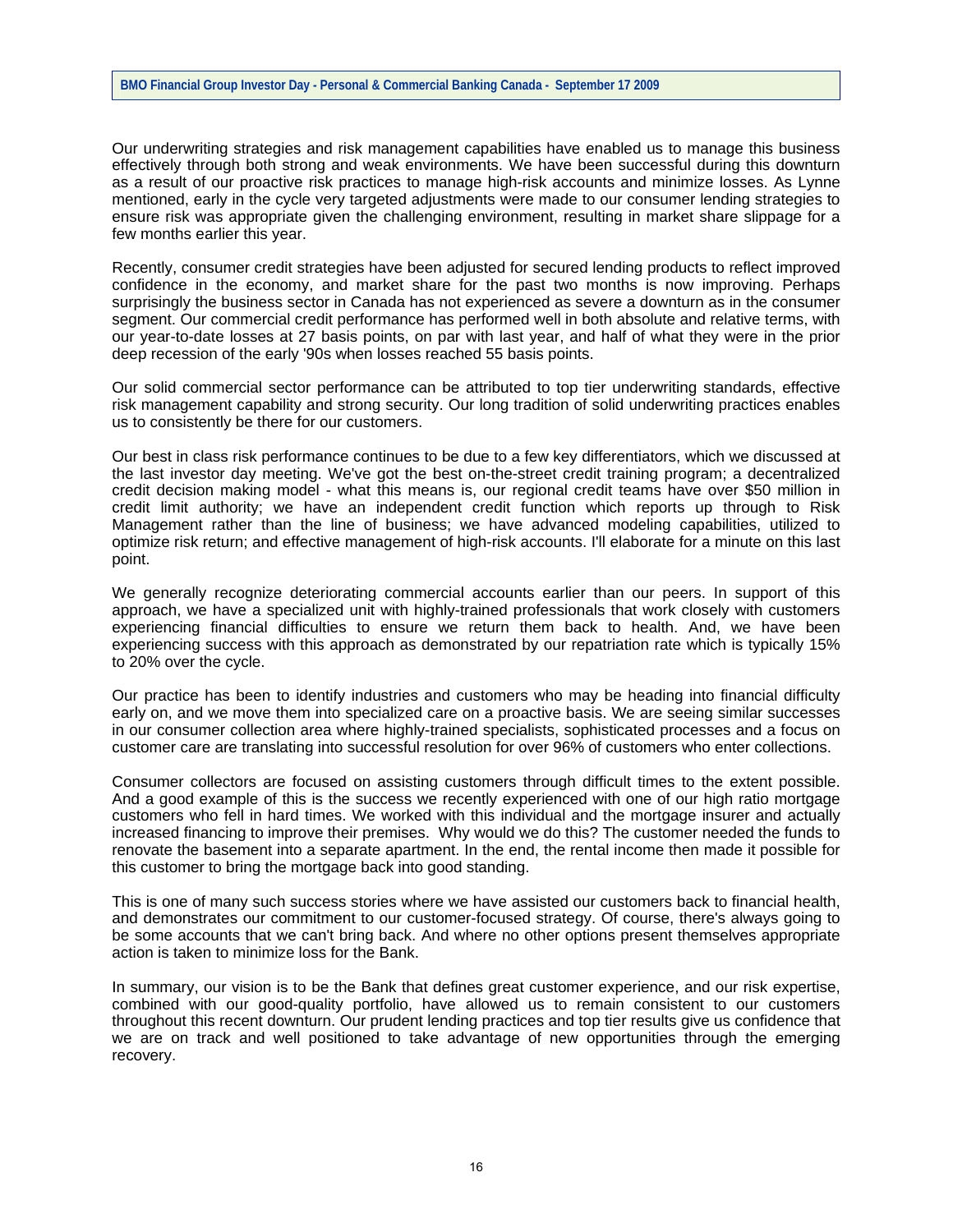Our underwriting strategies and risk management capabilities have enabled us to manage this business effectively through both strong and weak environments. We have been successful during this downturn as a result of our proactive risk practices to manage high-risk accounts and minimize losses. As Lynne mentioned, early in the cycle very targeted adjustments were made to our consumer lending strategies to ensure risk was appropriate given the challenging environment, resulting in market share slippage for a few months earlier this year.

Recently, consumer credit strategies have been adjusted for secured lending products to reflect improved confidence in the economy, and market share for the past two months is now improving. Perhaps surprisingly the business sector in Canada has not experienced as severe a downturn as in the consumer segment. Our commercial credit performance has performed well in both absolute and relative terms, with our year-to-date losses at 27 basis points, on par with last year, and half of what they were in the prior deep recession of the early '90s when losses reached 55 basis points.

Our solid commercial sector performance can be attributed to top tier underwriting standards, effective risk management capability and strong security. Our long tradition of solid underwriting practices enables us to consistently be there for our customers.

Our best in class risk performance continues to be due to a few key differentiators, which we discussed at the last investor day meeting. We've got the best on-the-street credit training program; a decentralized credit decision making model - what this means is, our regional credit teams have over $50 million in credit limit authority; we have an independent credit function which reports up through to Risk Management rather than the line of business; we have advanced modeling capabilities, utilized to optimize risk return; and effective management of high-risk accounts. I'll elaborate for a minute on this last point.

We generally recognize deteriorating commercial accounts earlier than our peers. In support of this approach, we have a specialized unit with highly-trained professionals that work closely with customers experiencing financial difficulties to ensure we return them back to health. And, we have been experiencing success with this approach as demonstrated by our repatriation rate which is typically 15% to 20% over the cycle.

Our practice has been to identify industries and customers who may be heading into financial difficulty early on, and we move them into specialized care on a proactive basis. We are seeing similar successes in our consumer collection area where highly-trained specialists, sophisticated processes and a focus on customer care are translating into successful resolution for over 96% of customers who enter collections.

Consumer collectors are focused on assisting customers through difficult times to the extent possible. And a good example of this is the success we recently experienced with one of our high ratio mortgage customers who fell in hard times. We worked with this individual and the mortgage insurer and actually increased financing to improve their premises. Why would we do this? The customer needed the funds to renovate the basement into a separate apartment. In the end, the rental income then made it possible for this customer to bring the mortgage back into good standing.

This is one of many such success stories where we have assisted our customers back to financial health, and demonstrates our commitment to our customer-focused strategy. Of course, there's always going to be some accounts that we can't bring back. And where no other options present themselves appropriate action is taken to minimize loss for the Bank.

In summary, our vision is to be the Bank that defines great customer experience, and our risk expertise, combined with our good-quality portfolio, have allowed us to remain consistent to our customers throughout this recent downturn. Our prudent lending practices and top tier results give us confidence that we are on track and well positioned to take advantage of new opportunities through the emerging recovery.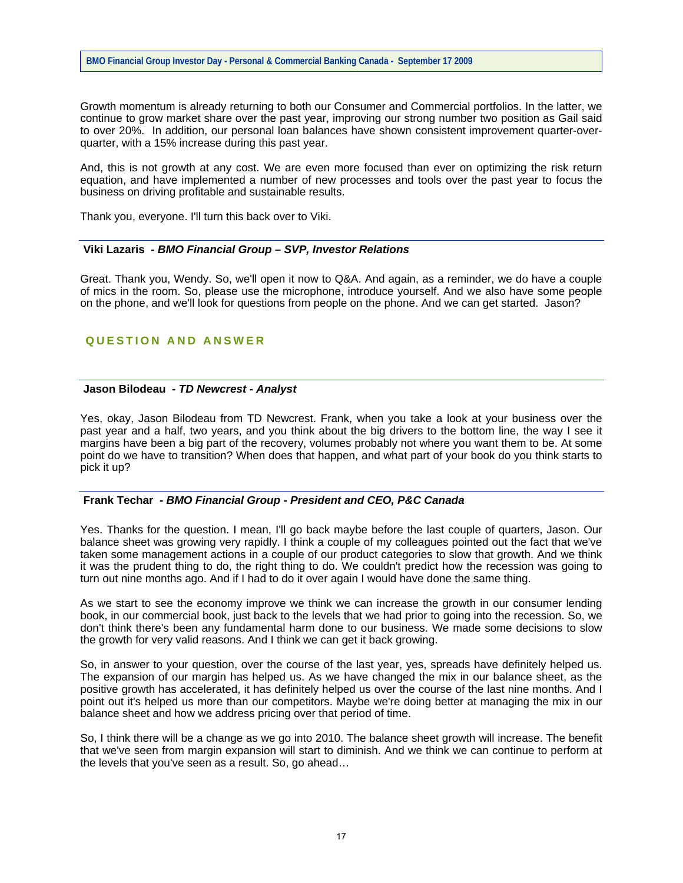Growth momentum is already returning to both our Consumer and Commercial portfolios. In the latter, we continue to grow market share over the past year, improving our strong number two position as Gail said to over 20%. In addition, our personal loan balances have shown consistent improvement quarter-over-quarter, with a 15% increase during this past year.

And, this is not growth at any cost. We are even more focused than ever on optimizing the risk return equation, and have implemented a number of new processes and tools over the past year to focus the business on driving profitable and sustainable results.

Thank you, everyone. I'll turn this back over to Viki.

**Viki Lazaris** *- BMO Financial Group – SVP, Investor Relations*

Great. Thank you, Wendy. So, we'll open it now to Q&A. And again, as a reminder, we do have a couple of mics in the room. So, please use the microphone, introduce yourself. And we also have some people on the phone, and we'll look for questions from people on the phone. And we can get started. Jason?

## QUESTION AND ANSWER

**Jason Bilodeau** *- TD Newcrest - Analyst*

Yes, okay, Jason Bilodeau from TD Newcrest. Frank, when you take a look at your business over the past year and a half, two years, and you think about the big drivers to the bottom line, the way I see it margins have been a big part of the recovery, volumes probably not where you want them to be. At some point do we have to transition? When does that happen, and what part of your book do you think starts to pick it up?

**Frank Techar** *- BMO Financial Group - President and CEO, P&C Canada*

Yes. Thanks for the question. I mean, I'll go back maybe before the last couple of quarters, Jason. Our balance sheet was growing very rapidly. I think a couple of my colleagues pointed out the fact that we've taken some management actions in a couple of our product categories to slow that growth. And we think it was the prudent thing to do, the right thing to do. We couldn't predict how the recession was going to turn out nine months ago. And if I had to do it over again I would have done the same thing.

As we start to see the economy improve we think we can increase the growth in our consumer lending book, in our commercial book, just back to the levels that we had prior to going into the recession. So, we don't think there's been any fundamental harm done to our business. We made some decisions to slow the growth for very valid reasons. And I think we can get it back growing.

So, in answer to your question, over the course of the last year, yes, spreads have definitely helped us. The expansion of our margin has helped us. As we have changed the mix in our balance sheet, as the positive growth has accelerated, it has definitely helped us over the course of the last nine months. And I point out it's helped us more than our competitors. Maybe we're doing better at managing the mix in our balance sheet and how we address pricing over that period of time.

So, I think there will be a change as we go into 2010. The balance sheet growth will increase. The benefit that we've seen from margin expansion will start to diminish. And we think we can continue to perform at the levels that you've seen as a result. So, go ahead…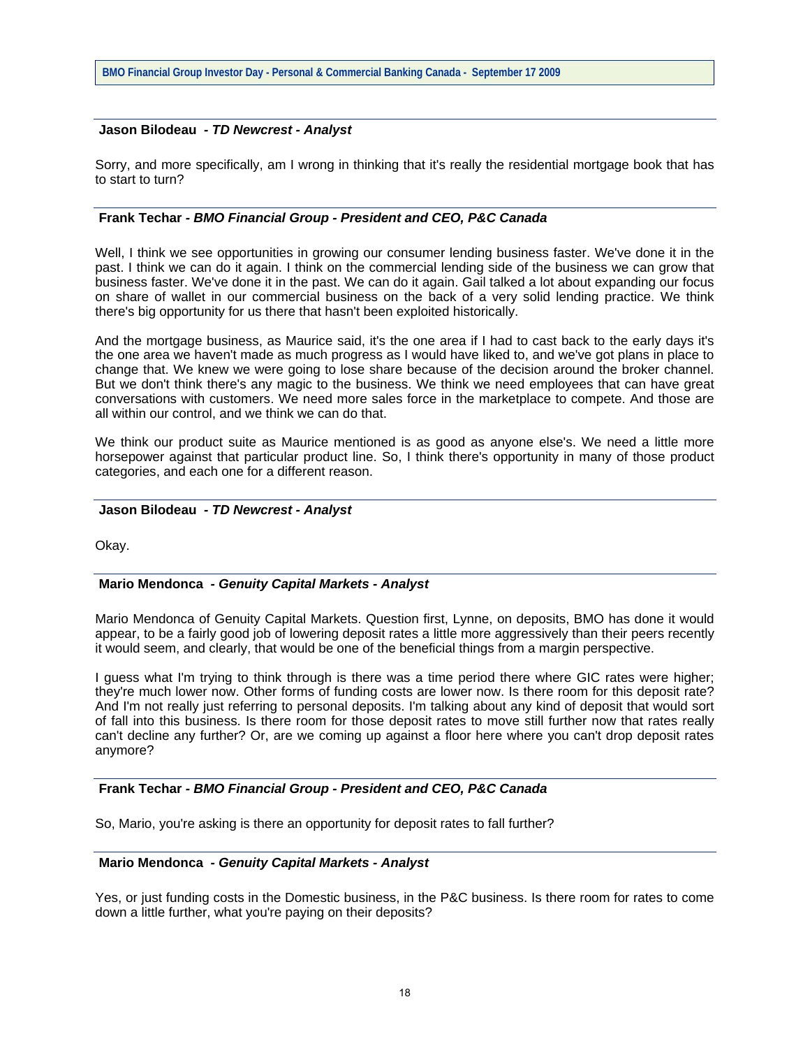**Jason Bilodeau** *- TD Newcrest - Analyst*

Sorry, and more specifically, am I wrong in thinking that it's really the residential mortgage book that has to start to turn?

**Frank Techar** *- BMO Financial Group - President and CEO, P&C Canada*

Well, I think we see opportunities in growing our consumer lending business faster. We've done it in the past. I think we can do it again. I think on the commercial lending side of the business we can grow that business faster. We've done it in the past. We can do it again. Gail talked a lot about expanding our focus on share of wallet in our commercial business on the back of a very solid lending practice. We think there's big opportunity for us there that hasn't been exploited historically.

And the mortgage business, as Maurice said, it's the one area if I had to cast back to the early days it's the one area we haven't made as much progress as I would have liked to, and we've got plans in place to change that. We knew we were going to lose share because of the decision around the broker channel. But we don't think there's any magic to the business. We think we need employees that can have great conversations with customers. We need more sales force in the marketplace to compete. And those are all within our control, and we think we can do that.

We think our product suite as Maurice mentioned is as good as anyone else's. We need a little more horsepower against that particular product line. So, I think there's opportunity in many of those product categories, and each one for a different reason.

**Jason Bilodeau** *- TD Newcrest - Analyst*

Okay.

**Mario Mendonca** *- Genuity Capital Markets - Analyst*

Mario Mendonca of Genuity Capital Markets. Question first, Lynne, on deposits, BMO has done it would appear, to be a fairly good job of lowering deposit rates a little more aggressively than their peers recently it would seem, and clearly, that would be one of the beneficial things from a margin perspective.

I guess what I'm trying to think through is there was a time period there where GIC rates were higher; they're much lower now. Other forms of funding costs are lower now. Is there room for this deposit rate? And I'm not really just referring to personal deposits. I'm talking about any kind of deposit that would sort of fall into this business. Is there room for those deposit rates to move still further now that rates really can't decline any further? Or, are we coming up against a floor here where you can't drop deposit rates anymore?

**Frank Techar** *- BMO Financial Group - President and CEO, P&C Canada*

So, Mario, you're asking is there an opportunity for deposit rates to fall further?

**Mario Mendonca** *- Genuity Capital Markets - Analyst*

Yes, or just funding costs in the Domestic business, in the P&C business. Is there room for rates to come down a little further, what you're paying on their deposits?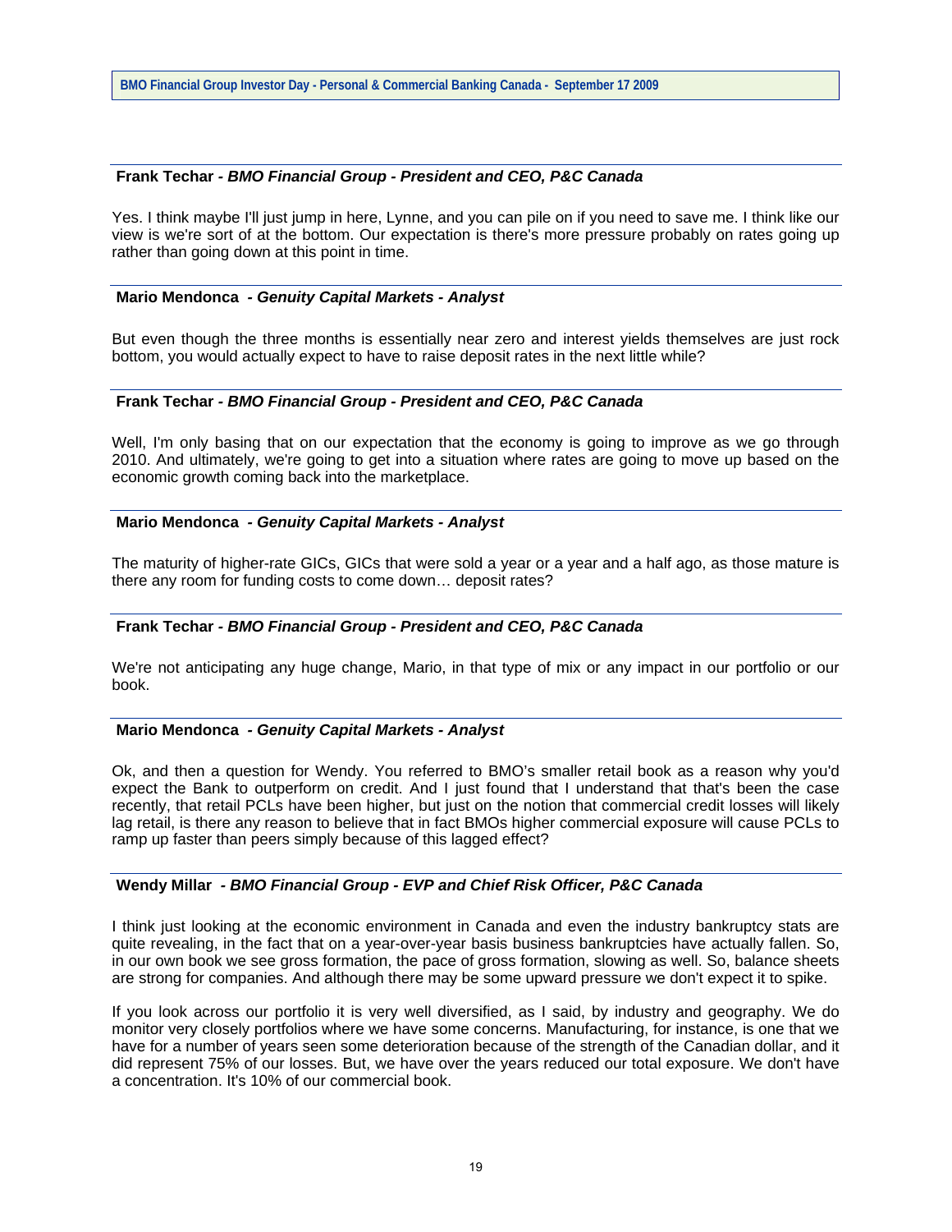**Frank Techar** - ***BMO Financial Group - President and CEO, P&C Canada***

Yes. I think maybe I'll just jump in here, Lynne, and you can pile on if you need to save me. I think like our view is we're sort of at the bottom. Our expectation is there's more pressure probably on rates going up rather than going down at this point in time.

**Mario Mendonca** - ***Genuity Capital Markets - Analyst***

But even though the three months is essentially near zero and interest yields themselves are just rock bottom, you would actually expect to have to raise deposit rates in the next little while?

**Frank Techar** - ***BMO Financial Group - President and CEO, P&C Canada***

Well, I'm only basing that on our expectation that the economy is going to improve as we go through 2010. And ultimately, we're going to get into a situation where rates are going to move up based on the economic growth coming back into the marketplace.

**Mario Mendonca** - ***Genuity Capital Markets - Analyst***

The maturity of higher-rate GICs, GICs that were sold a year or a year and a half ago, as those mature is there any room for funding costs to come down… deposit rates?

**Frank Techar** - ***BMO Financial Group - President and CEO, P&C Canada***

We're not anticipating any huge change, Mario, in that type of mix or any impact in our portfolio or our book.

**Mario Mendonca** - ***Genuity Capital Markets - Analyst***

Ok, and then a question for Wendy. You referred to BMO's smaller retail book as a reason why you'd expect the Bank to outperform on credit. And I just found that I understand that that's been the case recently, that retail PCLs have been higher, but just on the notion that commercial credit losses will likely lag retail, is there any reason to believe that in fact BMOs higher commercial exposure will cause PCLs to ramp up faster than peers simply because of this lagged effect?

**Wendy Millar** - ***BMO Financial Group - EVP and Chief Risk Officer, P&C Canada***

I think just looking at the economic environment in Canada and even the industry bankruptcy stats are quite revealing, in the fact that on a year-over-year basis business bankruptcies have actually fallen. So, in our own book we see gross formation, the pace of gross formation, slowing as well. So, balance sheets are strong for companies. And although there may be some upward pressure we don't expect it to spike.

If you look across our portfolio it is very well diversified, as I said, by industry and geography. We do monitor very closely portfolios where we have some concerns. Manufacturing, for instance, is one that we have for a number of years seen some deterioration because of the strength of the Canadian dollar, and it did represent 75% of our losses. But, we have over the years reduced our total exposure. We don't have a concentration. It's 10% of our commercial book.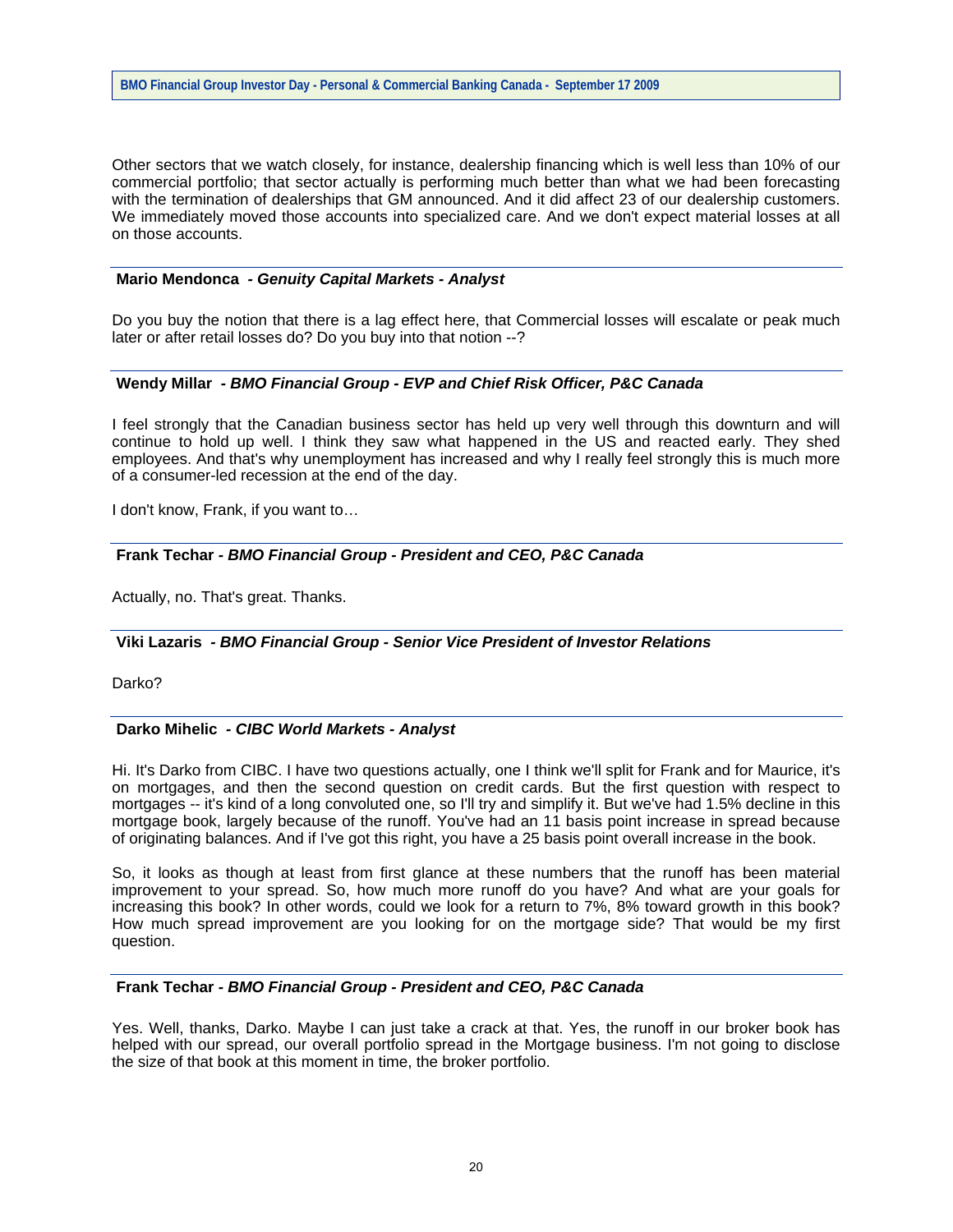Other sectors that we watch closely, for instance, dealership financing which is well less than 10% of our commercial portfolio; that sector actually is performing much better than what we had been forecasting with the termination of dealerships that GM announced. And it did affect 23 of our dealership customers. We immediately moved those accounts into specialized care. And we don't expect material losses at all on those accounts.

**Mario Mendonca** - ***Genuity Capital Markets - Analyst***

Do you buy the notion that there is a lag effect here, that Commercial losses will escalate or peak much later or after retail losses do? Do you buy into that notion --?

**Wendy Millar** - ***BMO Financial Group - EVP and Chief Risk Officer, P&C Canada***

I feel strongly that the Canadian business sector has held up very well through this downturn and will continue to hold up well. I think they saw what happened in the US and reacted early. They shed employees. And that's why unemployment has increased and why I really feel strongly this is much more of a consumer-led recession at the end of the day.

I don't know, Frank, if you want to…

**Frank Techar** - ***BMO Financial Group - President and CEO, P&C Canada***

Actually, no. That's great. Thanks.

**Viki Lazaris** - ***BMO Financial Group - Senior Vice President of Investor Relations***

Darko?

**Darko Mihelic** - ***CIBC World Markets - Analyst***

Hi. It's Darko from CIBC. I have two questions actually, one I think we'll split for Frank and for Maurice, it's on mortgages, and then the second question on credit cards. But the first question with respect to mortgages -- it's kind of a long convoluted one, so I'll try and simplify it. But we've had 1.5% decline in this mortgage book, largely because of the runoff. You've had an 11 basis point increase in spread because of originating balances. And if I've got this right, you have a 25 basis point overall increase in the book.

So, it looks as though at least from first glance at these numbers that the runoff has been material improvement to your spread. So, how much more runoff do you have? And what are your goals for increasing this book? In other words, could we look for a return to 7%, 8% toward growth in this book? How much spread improvement are you looking for on the mortgage side? That would be my first question.

**Frank Techar** - ***BMO Financial Group - President and CEO, P&C Canada***

Yes. Well, thanks, Darko. Maybe I can just take a crack at that. Yes, the runoff in our broker book has helped with our spread, our overall portfolio spread in the Mortgage business. I'm not going to disclose the size of that book at this moment in time, the broker portfolio.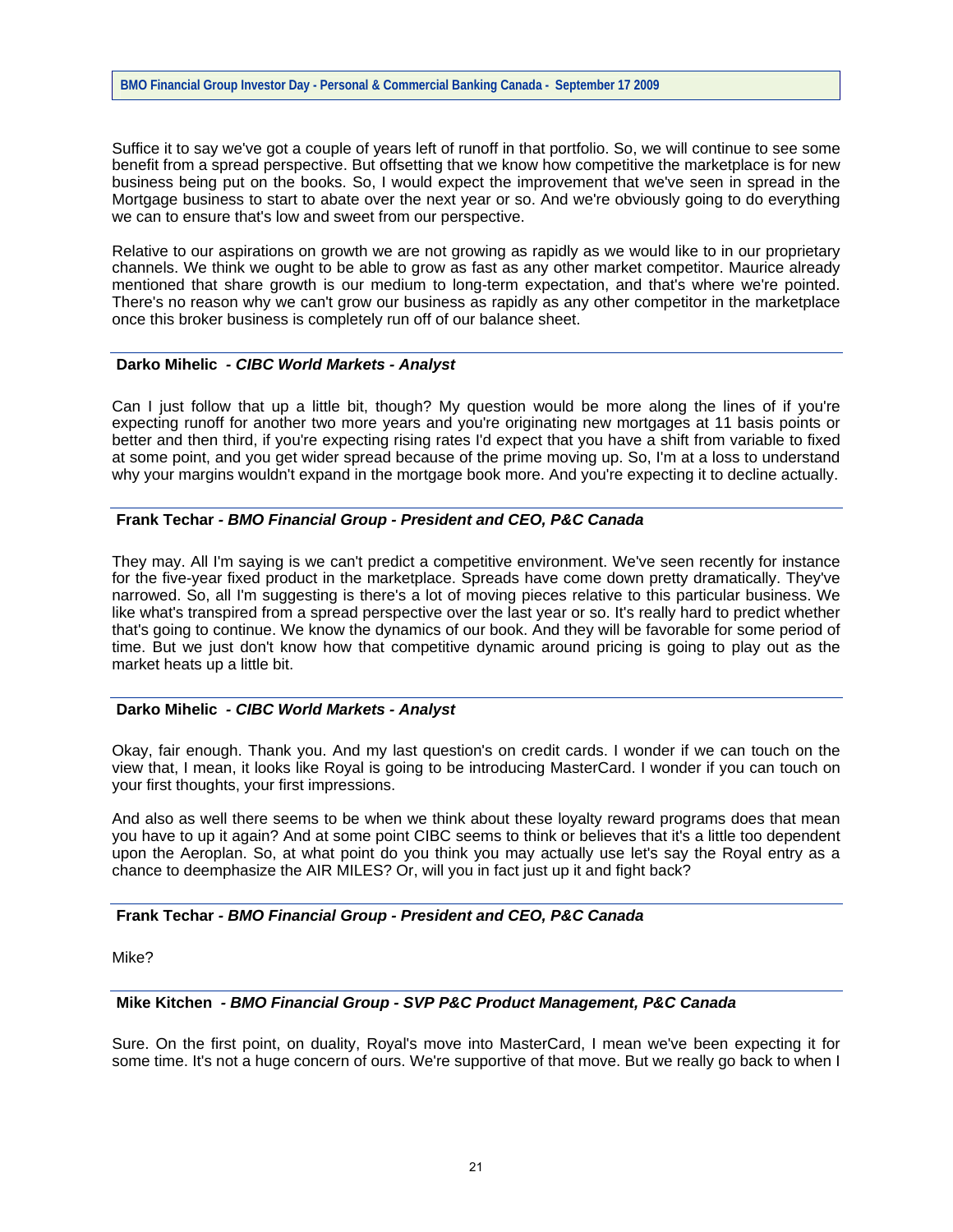Suffice it to say we've got a couple of years left of runoff in that portfolio. So, we will continue to see some benefit from a spread perspective. But offsetting that we know how competitive the marketplace is for new business being put on the books. So, I would expect the improvement that we've seen in spread in the Mortgage business to start to abate over the next year or so. And we're obviously going to do everything we can to ensure that's low and sweet from our perspective.

Relative to our aspirations on growth we are not growing as rapidly as we would like to in our proprietary channels. We think we ought to be able to grow as fast as any other market competitor. Maurice already mentioned that share growth is our medium to long-term expectation, and that's where we're pointed. There's no reason why we can't grow our business as rapidly as any other competitor in the marketplace once this broker business is completely run off of our balance sheet.

---

**Darko Mihelic** *- CIBC World Markets - Analyst*

Can I just follow that up a little bit, though? My question would be more along the lines of if you're expecting runoff for another two more years and you're originating new mortgages at 11 basis points or better and then third, if you're expecting rising rates I'd expect that you have a shift from variable to fixed at some point, and you get wider spread because of the prime moving up. So, I'm at a loss to understand why your margins wouldn't expand in the mortgage book more. And you're expecting it to decline actually.

---

**Frank Techar** *- BMO Financial Group - President and CEO, P&C Canada*

They may. All I'm saying is we can't predict a competitive environment. We've seen recently for instance for the five-year fixed product in the marketplace. Spreads have come down pretty dramatically. They've narrowed. So, all I'm suggesting is there's a lot of moving pieces relative to this particular business. We like what's transpired from a spread perspective over the last year or so. It's really hard to predict whether that's going to continue. We know the dynamics of our book. And they will be favorable for some period of time. But we just don't know how that competitive dynamic around pricing is going to play out as the market heats up a little bit.

---

**Darko Mihelic** *- CIBC World Markets - Analyst*

Okay, fair enough. Thank you. And my last question's on credit cards. I wonder if we can touch on the view that, I mean, it looks like Royal is going to be introducing MasterCard. I wonder if you can touch on your first thoughts, your first impressions.

And also as well there seems to be when we think about these loyalty reward programs does that mean you have to up it again? And at some point CIBC seems to think or believes that it's a little too dependent upon the Aeroplan. So, at what point do you think you may actually use let's say the Royal entry as a chance to deemphasize the AIR MILES? Or, will you in fact just up it and fight back?

---

**Frank Techar** *- BMO Financial Group - President and CEO, P&C Canada*

Mike?

---

**Mike Kitchen** *- BMO Financial Group - SVP P&C Product Management, P&C Canada*

Sure. On the first point, on duality, Royal's move into MasterCard, I mean we've been expecting it for some time. It's not a huge concern of ours. We're supportive of that move. But we really go back to when I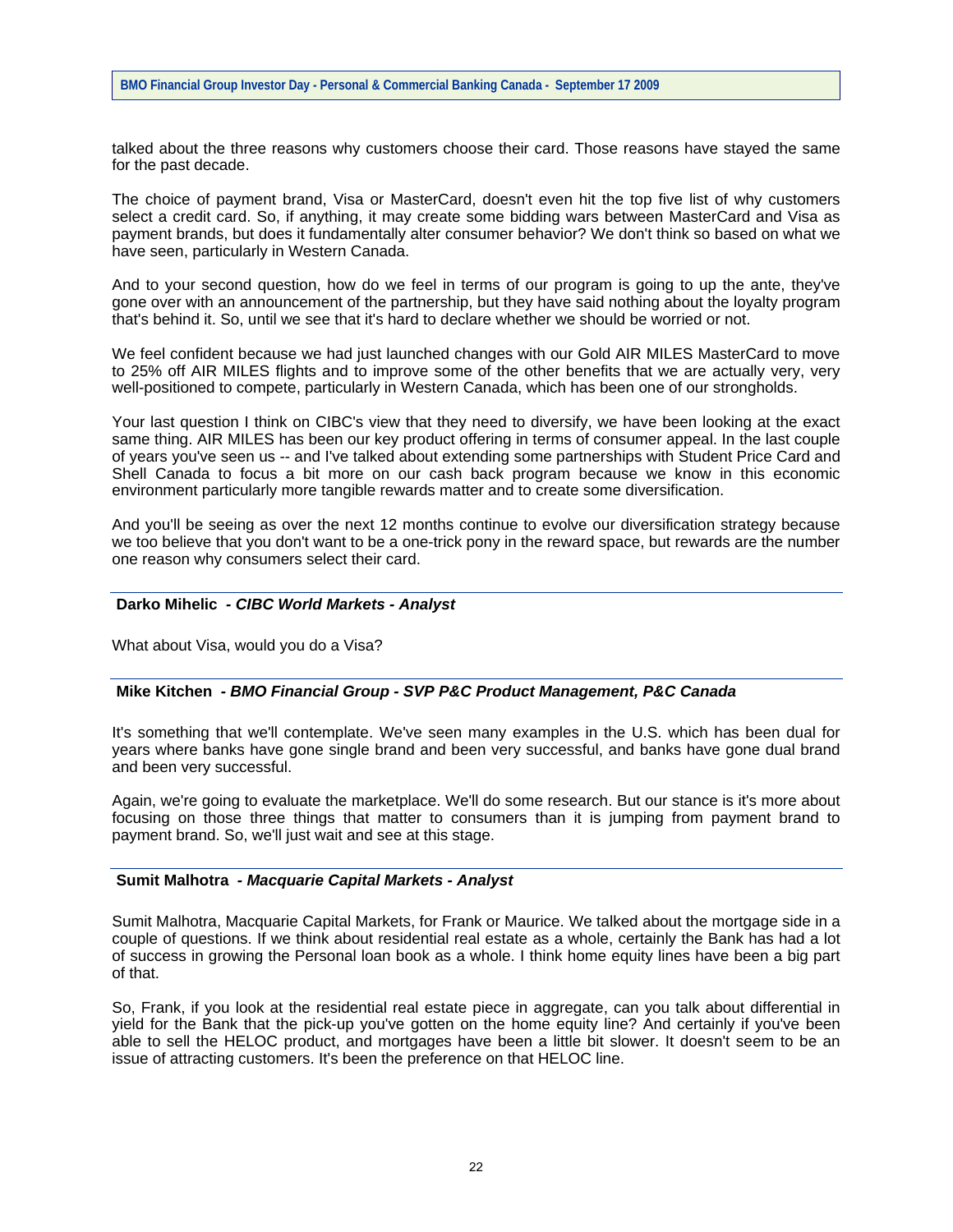talked about the three reasons why customers choose their card. Those reasons have stayed the same for the past decade.

The choice of payment brand, Visa or MasterCard, doesn't even hit the top five list of why customers select a credit card. So, if anything, it may create some bidding wars between MasterCard and Visa as payment brands, but does it fundamentally alter consumer behavior? We don't think so based on what we have seen, particularly in Western Canada.

And to your second question, how do we feel in terms of our program is going to up the ante, they've gone over with an announcement of the partnership, but they have said nothing about the loyalty program that's behind it. So, until we see that it's hard to declare whether we should be worried or not.

We feel confident because we had just launched changes with our Gold AIR MILES MasterCard to move to 25% off AIR MILES flights and to improve some of the other benefits that we are actually very, very well-positioned to compete, particularly in Western Canada, which has been one of our strongholds.

Your last question I think on CIBC's view that they need to diversify, we have been looking at the exact same thing. AIR MILES has been our key product offering in terms of consumer appeal. In the last couple of years you've seen us -- and I've talked about extending some partnerships with Student Price Card and Shell Canada to focus a bit more on our cash back program because we know in this economic environment particularly more tangible rewards matter and to create some diversification.

And you'll be seeing as over the next 12 months continue to evolve our diversification strategy because we too believe that you don't want to be a one-trick pony in the reward space, but rewards are the number one reason why consumers select their card.

---

**Darko Mihelic** *- CIBC World Markets - Analyst*

What about Visa, would you do a Visa?

---

**Mike Kitchen** *- BMO Financial Group - SVP P&C Product Management, P&C Canada*

It's something that we'll contemplate. We've seen many examples in the U.S. which has been dual for years where banks have gone single brand and been very successful, and banks have gone dual brand and been very successful.

Again, we're going to evaluate the marketplace. We'll do some research. But our stance is it's more about focusing on those three things that matter to consumers than it is jumping from payment brand to payment brand. So, we'll just wait and see at this stage.

---

**Sumit Malhotra** *- Macquarie Capital Markets - Analyst*

Sumit Malhotra, Macquarie Capital Markets, for Frank or Maurice. We talked about the mortgage side in a couple of questions. If we think about residential real estate as a whole, certainly the Bank has had a lot of success in growing the Personal loan book as a whole. I think home equity lines have been a big part of that.

So, Frank, if you look at the residential real estate piece in aggregate, can you talk about differential in yield for the Bank that the pick-up you've gotten on the home equity line? And certainly if you've been able to sell the HELOC product, and mortgages have been a little bit slower. It doesn't seem to be an issue of attracting customers. It's been the preference on that HELOC line.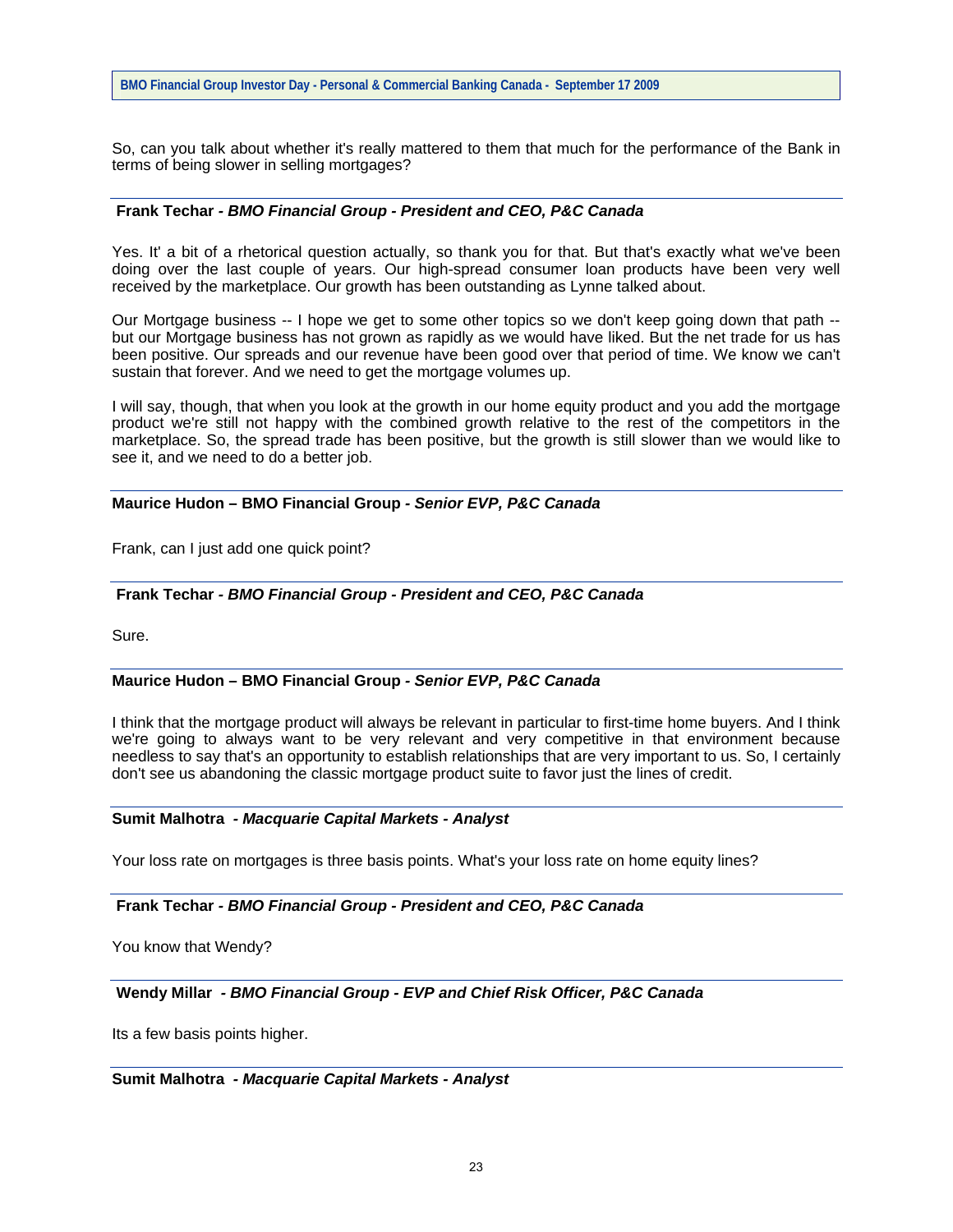So, can you talk about whether it's really mattered to them that much for the performance of the Bank in terms of being slower in selling mortgages?

**Frank Techar -** ***BMO Financial Group - President and CEO, P&C Canada***

Yes. It' a bit of a rhetorical question actually, so thank you for that. But that's exactly what we've been doing over the last couple of years. Our high-spread consumer loan products have been very well received by the marketplace. Our growth has been outstanding as Lynne talked about.

Our Mortgage business -- I hope we get to some other topics so we don't keep going down that path -- but our Mortgage business has not grown as rapidly as we would have liked. But the net trade for us has been positive. Our spreads and our revenue have been good over that period of time. We know we can't sustain that forever. And we need to get the mortgage volumes up.

I will say, though, that when you look at the growth in our home equity product and you add the mortgage product we're still not happy with the combined growth relative to the rest of the competitors in the marketplace. So, the spread trade has been positive, but the growth is still slower than we would like to see it, and we need to do a better job.

**Maurice Hudon – BMO Financial Group -** ***Senior EVP, P&C Canada***

Frank, can I just add one quick point?

**Frank Techar -** ***BMO Financial Group - President and CEO, P&C Canada***

Sure.

**Maurice Hudon – BMO Financial Group -** ***Senior EVP, P&C Canada***

I think that the mortgage product will always be relevant in particular to first-time home buyers. And I think we're going to always want to be very relevant and very competitive in that environment because needless to say that's an opportunity to establish relationships that are very important to us. So, I certainly don't see us abandoning the classic mortgage product suite to favor just the lines of credit.

**Sumit Malhotra -** ***Macquarie Capital Markets - Analyst***

Your loss rate on mortgages is three basis points. What's your loss rate on home equity lines?

**Frank Techar -** ***BMO Financial Group - President and CEO, P&C Canada***

You know that Wendy?

**Wendy Millar -** ***BMO Financial Group - EVP and Chief Risk Officer, P&C Canada***

Its a few basis points higher.

**Sumit Malhotra -** ***Macquarie Capital Markets - Analyst***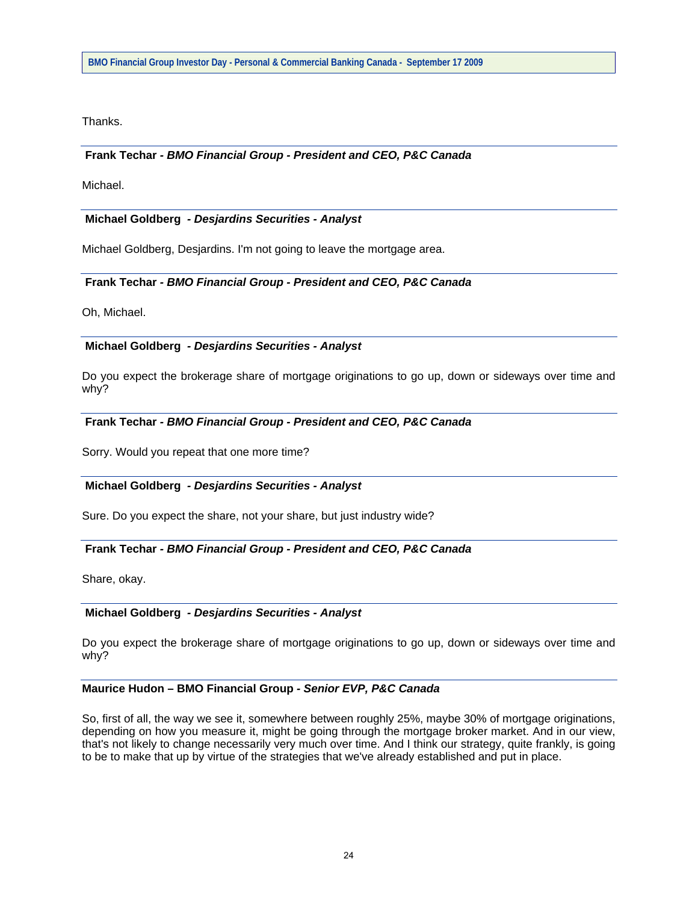Thanks.

**Frank Techar** - ***BMO Financial Group - President and CEO, P&C Canada***

Michael.

**Michael Goldberg** ***- Desjardins Securities - Analyst***

Michael Goldberg, Desjardins. I'm not going to leave the mortgage area.

**Frank Techar** - ***BMO Financial Group - President and CEO, P&C Canada***

Oh, Michael.

**Michael Goldberg** ***- Desjardins Securities - Analyst***

Do you expect the brokerage share of mortgage originations to go up, down or sideways over time and why?

**Frank Techar** - ***BMO Financial Group - President and CEO, P&C Canada***

Sorry. Would you repeat that one more time?

**Michael Goldberg** ***- Desjardins Securities - Analyst***

Sure. Do you expect the share, not your share, but just industry wide?

**Frank Techar** - ***BMO Financial Group - President and CEO, P&C Canada***

Share, okay.

**Michael Goldberg** ***- Desjardins Securities - Analyst***

Do you expect the brokerage share of mortgage originations to go up, down or sideways over time and why?

**Maurice Hudon – BMO Financial Group -** ***Senior EVP, P&C Canada***

So, first of all, the way we see it, somewhere between roughly 25%, maybe 30% of mortgage originations, depending on how you measure it, might be going through the mortgage broker market. And in our view, that's not likely to change necessarily very much over time. And I think our strategy, quite frankly, is going to be to make that up by virtue of the strategies that we've already established and put in place.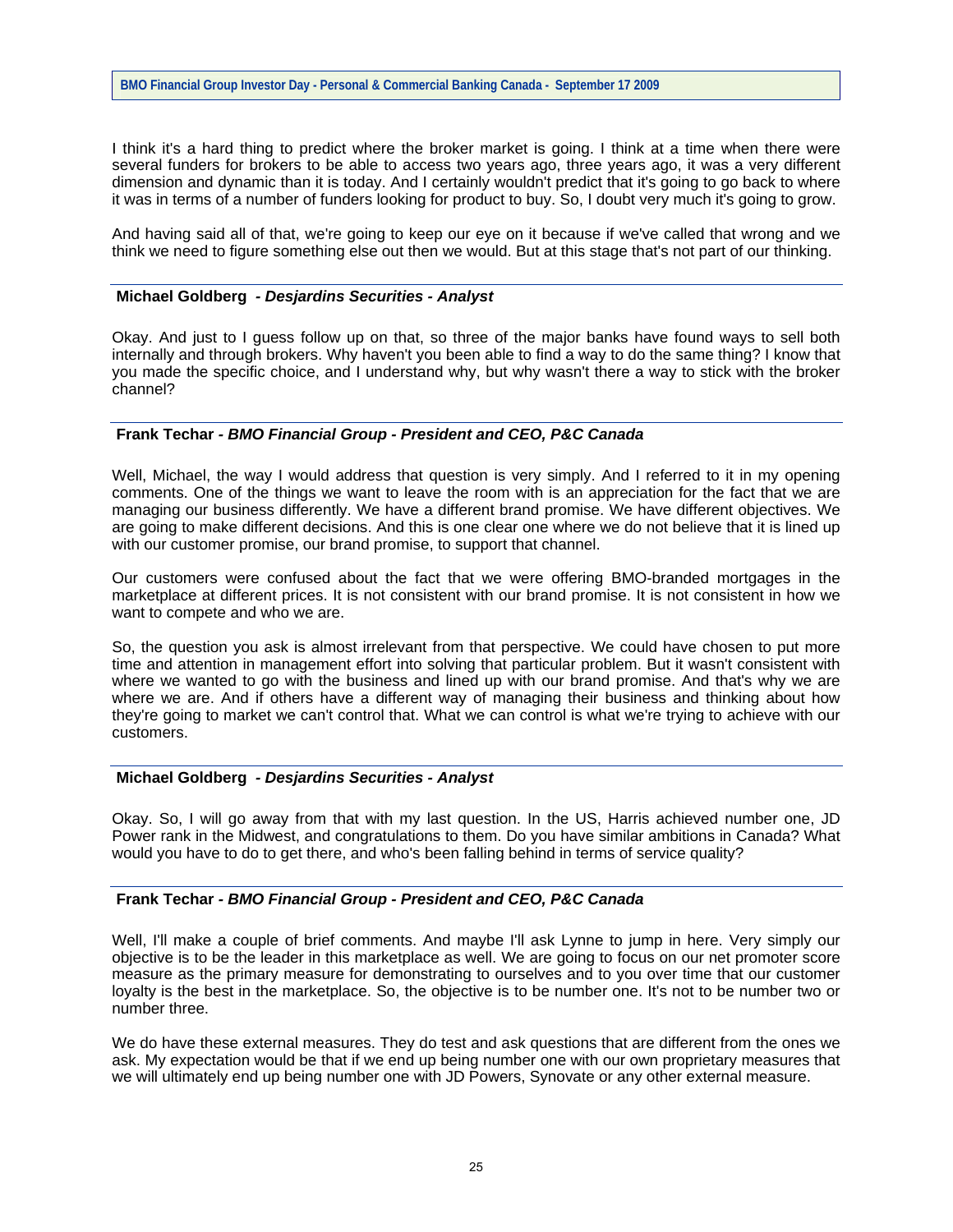I think it's a hard thing to predict where the broker market is going. I think at a time when there were several funders for brokers to be able to access two years ago, three years ago, it was a very different dimension and dynamic than it is today. And I certainly wouldn't predict that it's going to go back to where it was in terms of a number of funders looking for product to buy. So, I doubt very much it's going to grow.

And having said all of that, we're going to keep our eye on it because if we've called that wrong and we think we need to figure something else out then we would. But at this stage that's not part of our thinking.

**Michael Goldberg** *- Desjardins Securities - Analyst*

Okay. And just to I guess follow up on that, so three of the major banks have found ways to sell both internally and through brokers. Why haven't you been able to find a way to do the same thing? I know that you made the specific choice, and I understand why, but why wasn't there a way to stick with the broker channel?

**Frank Techar** *- BMO Financial Group - President and CEO, P&C Canada*

Well, Michael, the way I would address that question is very simply. And I referred to it in my opening comments. One of the things we want to leave the room with is an appreciation for the fact that we are managing our business differently. We have a different brand promise. We have different objectives. We are going to make different decisions. And this is one clear one where we do not believe that it is lined up with our customer promise, our brand promise, to support that channel.

Our customers were confused about the fact that we were offering BMO-branded mortgages in the marketplace at different prices. It is not consistent with our brand promise. It is not consistent in how we want to compete and who we are.

So, the question you ask is almost irrelevant from that perspective. We could have chosen to put more time and attention in management effort into solving that particular problem. But it wasn't consistent with where we wanted to go with the business and lined up with our brand promise. And that's why we are where we are. And if others have a different way of managing their business and thinking about how they're going to market we can't control that. What we can control is what we're trying to achieve with our customers.

**Michael Goldberg** *- Desjardins Securities - Analyst*

Okay. So, I will go away from that with my last question. In the US, Harris achieved number one, JD Power rank in the Midwest, and congratulations to them. Do you have similar ambitions in Canada? What would you have to do to get there, and who's been falling behind in terms of service quality?

**Frank Techar** *- BMO Financial Group - President and CEO, P&C Canada*

Well, I'll make a couple of brief comments. And maybe I'll ask Lynne to jump in here. Very simply our objective is to be the leader in this marketplace as well. We are going to focus on our net promoter score measure as the primary measure for demonstrating to ourselves and to you over time that our customer loyalty is the best in the marketplace. So, the objective is to be number one. It's not to be number two or number three.

We do have these external measures. They do test and ask questions that are different from the ones we ask. My expectation would be that if we end up being number one with our own proprietary measures that we will ultimately end up being number one with JD Powers, Synovate or any other external measure.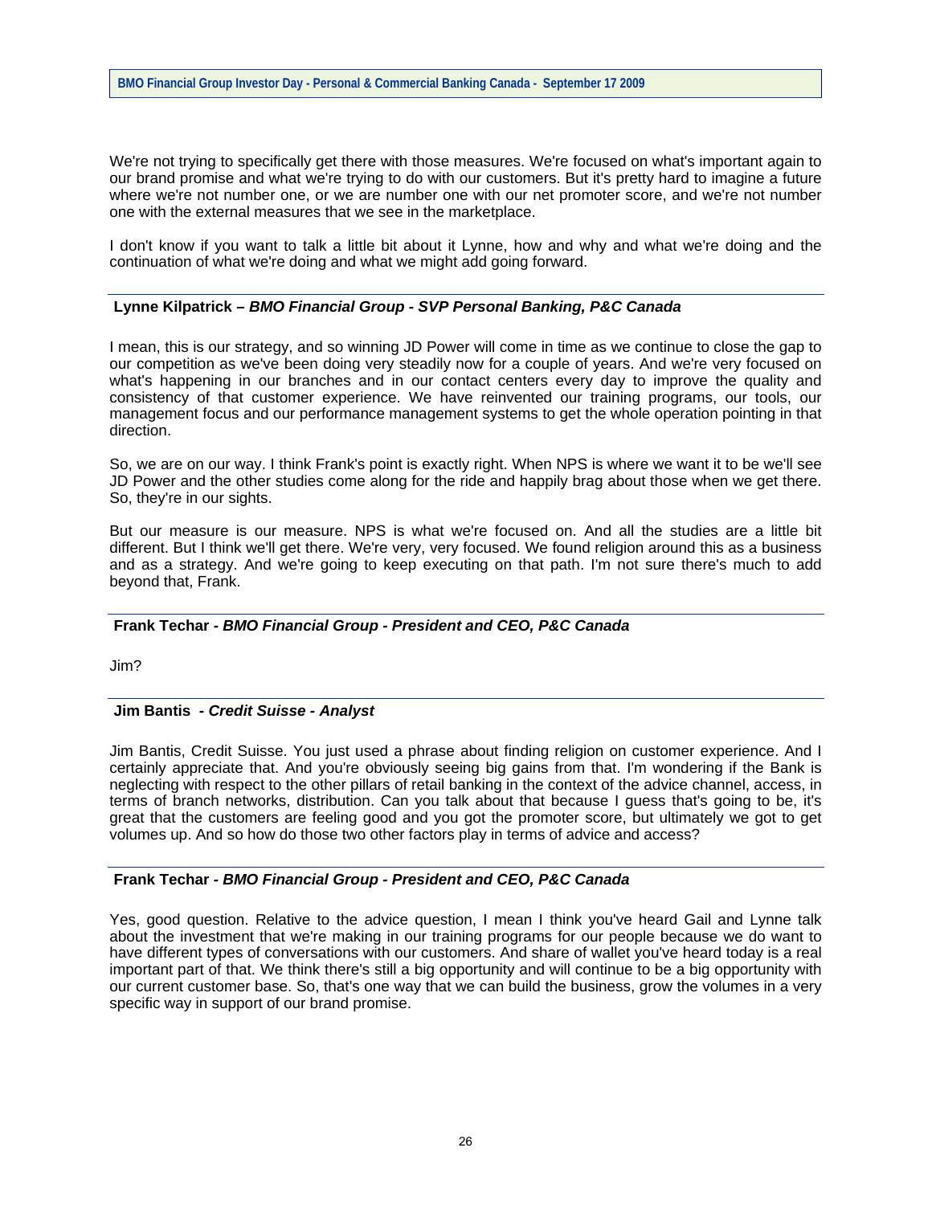We're not trying to specifically get there with those measures. We're focused on what's important again to our brand promise and what we're trying to do with our customers. But it's pretty hard to imagine a future where we're not number one, or we are number one with our net promoter score, and we're not number one with the external measures that we see in the marketplace.

I don't know if you want to talk a little bit about it Lynne, how and why and what we're doing and the continuation of what we're doing and what we might add going forward.

---

**Lynne Kilpatrick –** ***BMO Financial Group - SVP Personal Banking, P&C Canada***

I mean, this is our strategy, and so winning JD Power will come in time as we continue to close the gap to our competition as we've been doing very steadily now for a couple of years. And we're very focused on what's happening in our branches and in our contact centers every day to improve the quality and consistency of that customer experience. We have reinvented our training programs, our tools, our management focus and our performance management systems to get the whole operation pointing in that direction.

So, we are on our way. I think Frank's point is exactly right. When NPS is where we want it to be we'll see JD Power and the other studies come along for the ride and happily brag about those when we get there. So, they're in our sights.

But our measure is our measure. NPS is what we're focused on. And all the studies are a little bit different. But I think we'll get there. We're very, very focused. We found religion around this as a business and as a strategy. And we're going to keep executing on that path. I'm not sure there's much to add beyond that, Frank.

---

**Frank Techar -** ***BMO Financial Group - President and CEO, P&C Canada***

Jim?

---

**Jim Bantis -** ***Credit Suisse - Analyst***

Jim Bantis, Credit Suisse. You just used a phrase about finding religion on customer experience. And I certainly appreciate that. And you're obviously seeing big gains from that. I'm wondering if the Bank is neglecting with respect to the other pillars of retail banking in the context of the advice channel, access, in terms of branch networks, distribution. Can you talk about that because I guess that's going to be, it's great that the customers are feeling good and you got the promoter score, but ultimately we got to get volumes up. And so how do those two other factors play in terms of advice and access?

---

**Frank Techar -** ***BMO Financial Group - President and CEO, P&C Canada***

Yes, good question. Relative to the advice question, I mean I think you've heard Gail and Lynne talk about the investment that we're making in our training programs for our people because we do want to have different types of conversations with our customers. And share of wallet you've heard today is a real important part of that. We think there's still a big opportunity and will continue to be a big opportunity with our current customer base. So, that's one way that we can build the business, grow the volumes in a very specific way in support of our brand promise.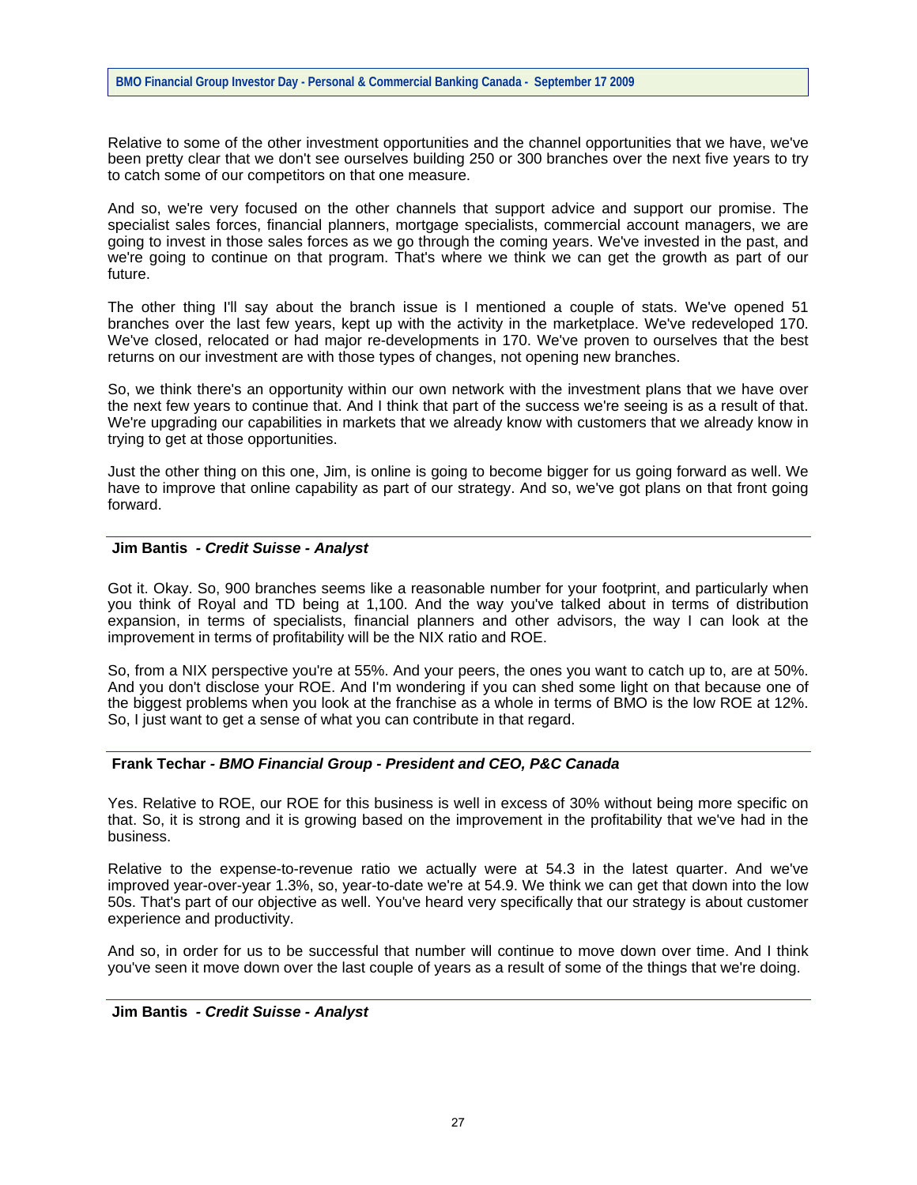Relative to some of the other investment opportunities and the channel opportunities that we have, we've been pretty clear that we don't see ourselves building 250 or 300 branches over the next five years to try to catch some of our competitors on that one measure.

And so, we're very focused on the other channels that support advice and support our promise. The specialist sales forces, financial planners, mortgage specialists, commercial account managers, we are going to invest in those sales forces as we go through the coming years. We've invested in the past, and we're going to continue on that program. That's where we think we can get the growth as part of our future.

The other thing I'll say about the branch issue is I mentioned a couple of stats. We've opened 51 branches over the last few years, kept up with the activity in the marketplace. We've redeveloped 170. We've closed, relocated or had major re-developments in 170. We've proven to ourselves that the best returns on our investment are with those types of changes, not opening new branches.

So, we think there's an opportunity within our own network with the investment plans that we have over the next few years to continue that. And I think that part of the success we're seeing is as a result of that. We're upgrading our capabilities in markets that we already know with customers that we already know in trying to get at those opportunities.

Just the other thing on this one, Jim, is online is going to become bigger for us going forward as well. We have to improve that online capability as part of our strategy. And so, we've got plans on that front going forward.

---

**Jim Bantis** *- Credit Suisse - Analyst*

Got it. Okay. So, 900 branches seems like a reasonable number for your footprint, and particularly when you think of Royal and TD being at 1,100. And the way you've talked about in terms of distribution expansion, in terms of specialists, financial planners and other advisors, the way I can look at the improvement in terms of profitability will be the NIX ratio and ROE.

So, from a NIX perspective you're at 55%. And your peers, the ones you want to catch up to, are at 50%. And you don't disclose your ROE. And I'm wondering if you can shed some light on that because one of the biggest problems when you look at the franchise as a whole in terms of BMO is the low ROE at 12%. So, I just want to get a sense of what you can contribute in that regard.

---

**Frank Techar** *- BMO Financial Group - President and CEO, P&C Canada*

Yes. Relative to ROE, our ROE for this business is well in excess of 30% without being more specific on that. So, it is strong and it is growing based on the improvement in the profitability that we've had in the business.

Relative to the expense-to-revenue ratio we actually were at 54.3 in the latest quarter. And we've improved year-over-year 1.3%, so, year-to-date we're at 54.9. We think we can get that down into the low 50s. That's part of our objective as well. You've heard very specifically that our strategy is about customer experience and productivity.

And so, in order for us to be successful that number will continue to move down over time. And I think you've seen it move down over the last couple of years as a result of some of the things that we're doing.

---

**Jim Bantis** *- Credit Suisse - Analyst*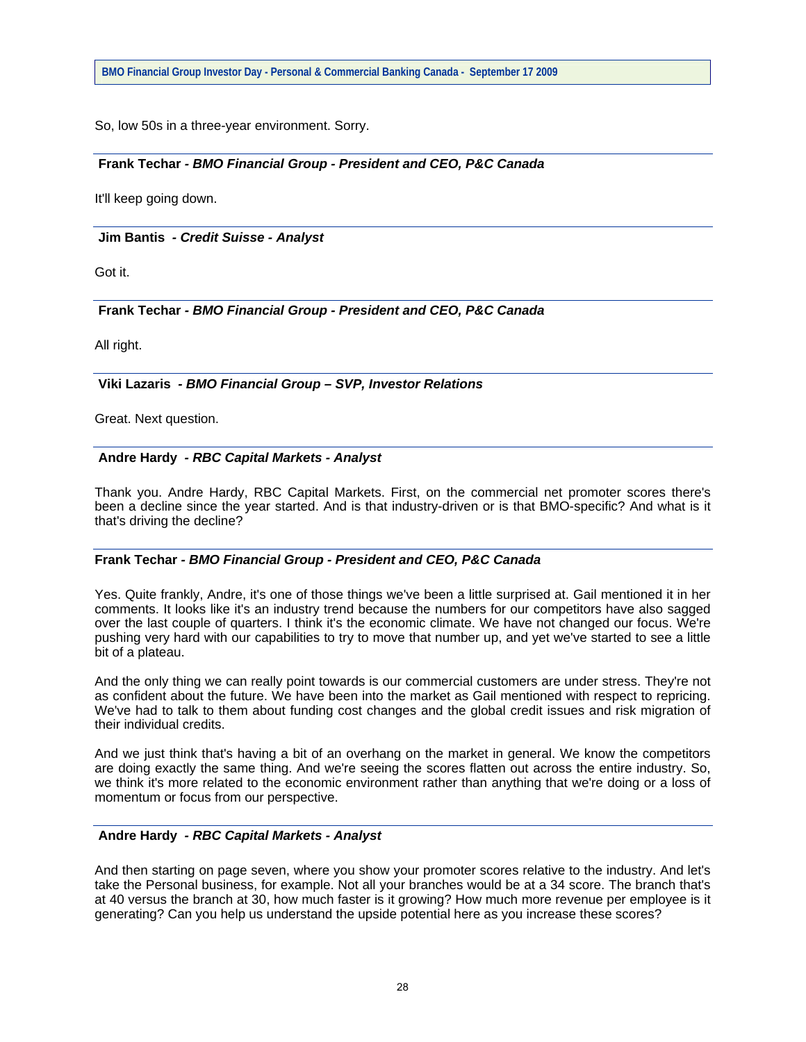So, low 50s in a three-year environment. Sorry.

---

**Frank Techar** - ***BMO Financial Group - President and CEO, P&C Canada***

It'll keep going down.

---

**Jim Bantis** - ***Credit Suisse - Analyst***

Got it.

---

**Frank Techar** - ***BMO Financial Group - President and CEO, P&C Canada***

All right.

---

**Viki Lazaris** - ***BMO Financial Group – SVP, Investor Relations***

Great. Next question.

---

**Andre Hardy** - ***RBC Capital Markets - Analyst***

Thank you. Andre Hardy, RBC Capital Markets. First, on the commercial net promoter scores there's been a decline since the year started. And is that industry-driven or is that BMO-specific? And what is it that's driving the decline?

---

**Frank Techar** - ***BMO Financial Group - President and CEO, P&C Canada***

Yes. Quite frankly, Andre, it's one of those things we've been a little surprised at. Gail mentioned it in her comments. It looks like it's an industry trend because the numbers for our competitors have also sagged over the last couple of quarters. I think it's the economic climate. We have not changed our focus. We're pushing very hard with our capabilities to try to move that number up, and yet we've started to see a little bit of a plateau.

And the only thing we can really point towards is our commercial customers are under stress. They're not as confident about the future. We have been into the market as Gail mentioned with respect to repricing. We've had to talk to them about funding cost changes and the global credit issues and risk migration of their individual credits.

And we just think that's having a bit of an overhang on the market in general. We know the competitors are doing exactly the same thing. And we're seeing the scores flatten out across the entire industry. So, we think it's more related to the economic environment rather than anything that we're doing or a loss of momentum or focus from our perspective.

---

**Andre Hardy** - ***RBC Capital Markets - Analyst***

And then starting on page seven, where you show your promoter scores relative to the industry. And let's take the Personal business, for example. Not all your branches would be at a 34 score. The branch that's at 40 versus the branch at 30, how much faster is it growing? How much more revenue per employee is it generating? Can you help us understand the upside potential here as you increase these scores?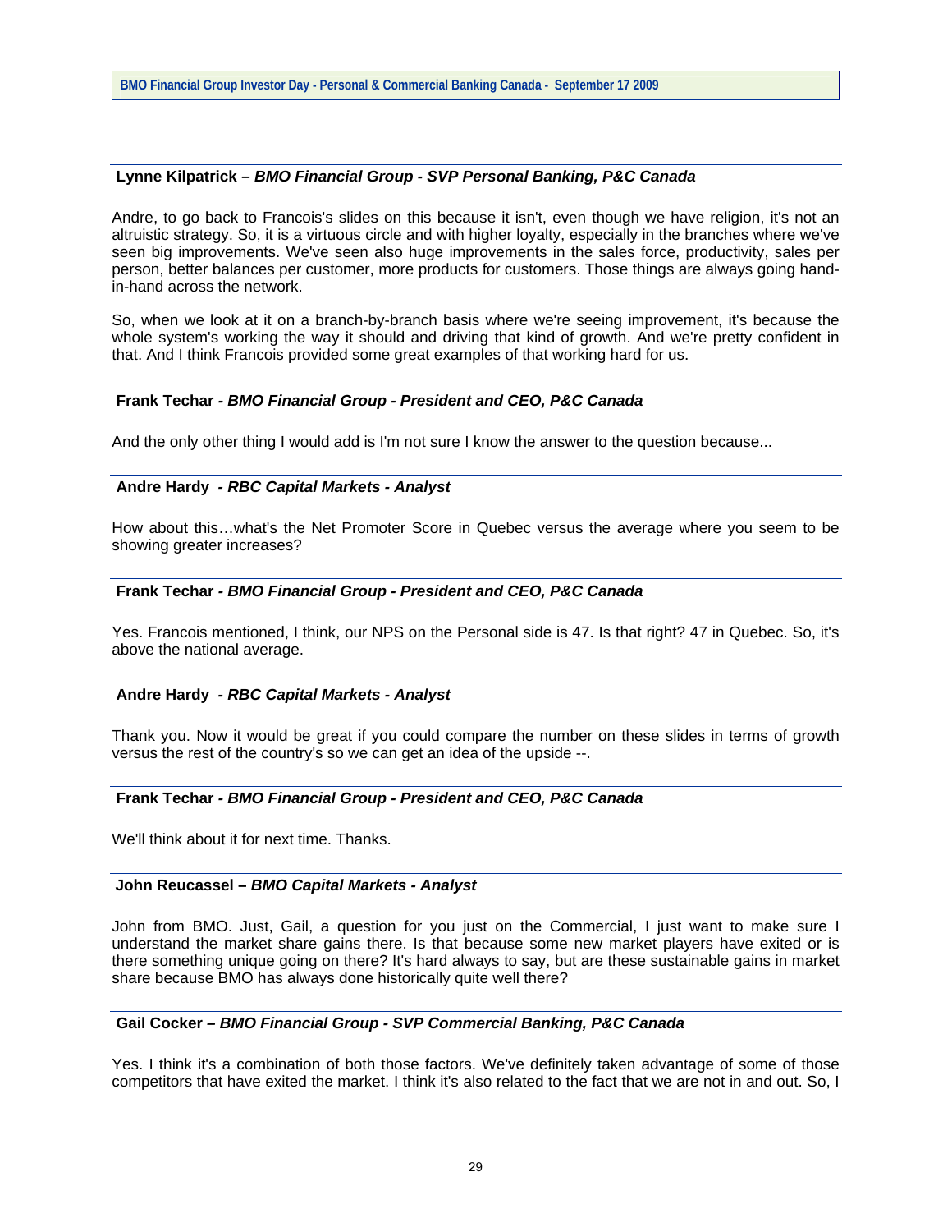**Lynne Kilpatrick –** ***BMO Financial Group - SVP Personal Banking, P&C Canada***

Andre, to go back to Francois's slides on this because it isn't, even though we have religion, it's not an altruistic strategy. So, it is a virtuous circle and with higher loyalty, especially in the branches where we've seen big improvements. We've seen also huge improvements in the sales force, productivity, sales per person, better balances per customer, more products for customers. Those things are always going hand-in-hand across the network.

So, when we look at it on a branch-by-branch basis where we're seeing improvement, it's because the whole system's working the way it should and driving that kind of growth. And we're pretty confident in that. And I think Francois provided some great examples of that working hard for us.

**Frank Techar -** ***BMO Financial Group - President and CEO, P&C Canada***

And the only other thing I would add is I'm not sure I know the answer to the question because...

**Andre Hardy -** ***RBC Capital Markets - Analyst***

How about this…what's the Net Promoter Score in Quebec versus the average where you seem to be showing greater increases?

**Frank Techar -** ***BMO Financial Group - President and CEO, P&C Canada***

Yes. Francois mentioned, I think, our NPS on the Personal side is 47. Is that right? 47 in Quebec. So, it's above the national average.

**Andre Hardy -** ***RBC Capital Markets - Analyst***

Thank you. Now it would be great if you could compare the number on these slides in terms of growth versus the rest of the country's so we can get an idea of the upside --.

**Frank Techar -** ***BMO Financial Group - President and CEO, P&C Canada***

We'll think about it for next time. Thanks.

**John Reucassel –** ***BMO Capital Markets - Analyst***

John from BMO. Just, Gail, a question for you just on the Commercial, I just want to make sure I understand the market share gains there. Is that because some new market players have exited or is there something unique going on there? It's hard always to say, but are these sustainable gains in market share because BMO has always done historically quite well there?

**Gail Cocker –** ***BMO Financial Group - SVP Commercial Banking, P&C Canada***

Yes. I think it's a combination of both those factors. We've definitely taken advantage of some of those competitors that have exited the market. I think it's also related to the fact that we are not in and out. So, I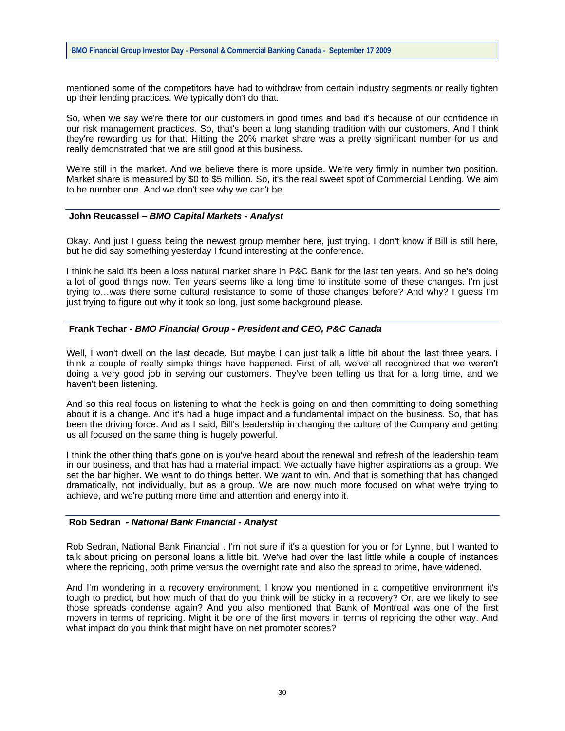mentioned some of the competitors have had to withdraw from certain industry segments or really tighten up their lending practices. We typically don't do that.

So, when we say we're there for our customers in good times and bad it's because of our confidence in our risk management practices. So, that's been a long standing tradition with our customers. And I think they're rewarding us for that. Hitting the 20% market share was a pretty significant number for us and really demonstrated that we are still good at this business.

We're still in the market. And we believe there is more upside. We're very firmly in number two position. Market share is measured by $0 to $5 million. So, it's the real sweet spot of Commercial Lending. We aim to be number one. And we don't see why we can't be.

**John Reucassel –** ***BMO Capital Markets - Analyst***

Okay. And just I guess being the newest group member here, just trying, I don't know if Bill is still here, but he did say something yesterday I found interesting at the conference.

I think he said it's been a loss natural market share in P&C Bank for the last ten years. And so he's doing a lot of good things now. Ten years seems like a long time to institute some of these changes. I'm just trying to…was there some cultural resistance to some of those changes before? And why? I guess I'm just trying to figure out why it took so long, just some background please.

**Frank Techar -** ***BMO Financial Group - President and CEO, P&C Canada***

Well, I won't dwell on the last decade. But maybe I can just talk a little bit about the last three years. I think a couple of really simple things have happened. First of all, we've all recognized that we weren't doing a very good job in serving our customers. They've been telling us that for a long time, and we haven't been listening.

And so this real focus on listening to what the heck is going on and then committing to doing something about it is a change. And it's had a huge impact and a fundamental impact on the business. So, that has been the driving force. And as I said, Bill's leadership in changing the culture of the Company and getting us all focused on the same thing is hugely powerful.

I think the other thing that's gone on is you've heard about the renewal and refresh of the leadership team in our business, and that has had a material impact. We actually have higher aspirations as a group. We set the bar higher. We want to do things better. We want to win. And that is something that has changed dramatically, not individually, but as a group. We are now much more focused on what we're trying to achieve, and we're putting more time and attention and energy into it.

**Rob Sedran -** ***National Bank Financial - Analyst***

Rob Sedran, National Bank Financial . I'm not sure if it's a question for you or for Lynne, but I wanted to talk about pricing on personal loans a little bit. We've had over the last little while a couple of instances where the repricing, both prime versus the overnight rate and also the spread to prime, have widened.

And I'm wondering in a recovery environment, I know you mentioned in a competitive environment it's tough to predict, but how much of that do you think will be sticky in a recovery? Or, are we likely to see those spreads condense again? And you also mentioned that Bank of Montreal was one of the first movers in terms of repricing. Might it be one of the first movers in terms of repricing the other way. And what impact do you think that might have on net promoter scores?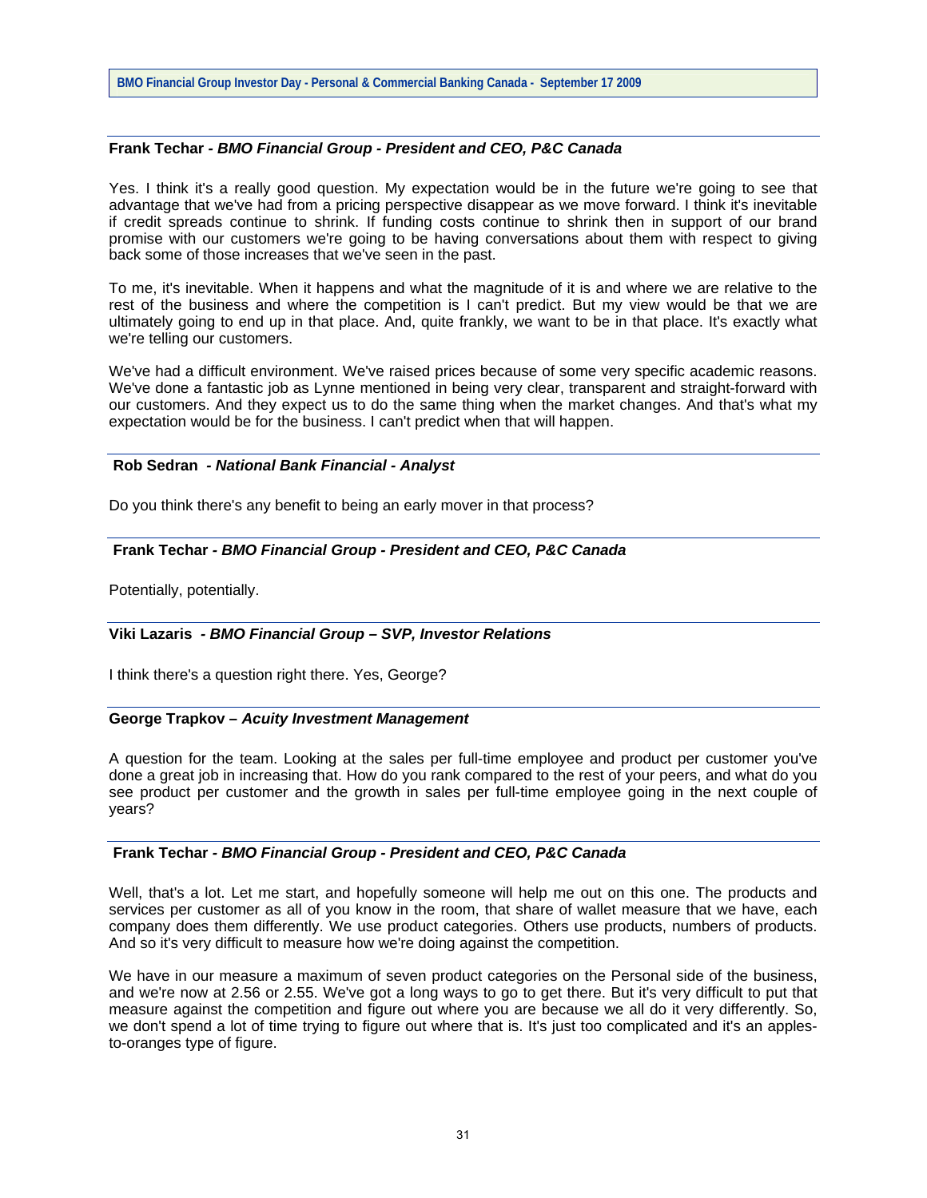**Frank Techar** - ***BMO Financial Group - President and CEO, P&C Canada***

Yes. I think it's a really good question. My expectation would be in the future we're going to see that advantage that we've had from a pricing perspective disappear as we move forward. I think it's inevitable if credit spreads continue to shrink. If funding costs continue to shrink then in support of our brand promise with our customers we're going to be having conversations about them with respect to giving back some of those increases that we've seen in the past.

To me, it's inevitable. When it happens and what the magnitude of it is and where we are relative to the rest of the business and where the competition is I can't predict. But my view would be that we are ultimately going to end up in that place. And, quite frankly, we want to be in that place. It's exactly what we're telling our customers.

We've had a difficult environment. We've raised prices because of some very specific academic reasons. We've done a fantastic job as Lynne mentioned in being very clear, transparent and straight-forward with our customers. And they expect us to do the same thing when the market changes. And that's what my expectation would be for the business. I can't predict when that will happen.

**Rob Sedran** - ***National Bank Financial - Analyst***

Do you think there's any benefit to being an early mover in that process?

**Frank Techar** - ***BMO Financial Group - President and CEO, P&C Canada***

Potentially, potentially.

**Viki Lazaris** - ***BMO Financial Group – SVP, Investor Relations***

I think there's a question right there. Yes, George?

**George Trapkov** – ***Acuity Investment Management***

A question for the team. Looking at the sales per full-time employee and product per customer you've done a great job in increasing that. How do you rank compared to the rest of your peers, and what do you see product per customer and the growth in sales per full-time employee going in the next couple of years?

**Frank Techar** - ***BMO Financial Group - President and CEO, P&C Canada***

Well, that's a lot. Let me start, and hopefully someone will help me out on this one. The products and services per customer as all of you know in the room, that share of wallet measure that we have, each company does them differently. We use product categories. Others use products, numbers of products. And so it's very difficult to measure how we're doing against the competition.

We have in our measure a maximum of seven product categories on the Personal side of the business, and we're now at 2.56 or 2.55. We've got a long ways to go to get there. But it's very difficult to put that measure against the competition and figure out where you are because we all do it very differently. So, we don't spend a lot of time trying to figure out where that is. It's just too complicated and it's an apples-to-oranges type of figure.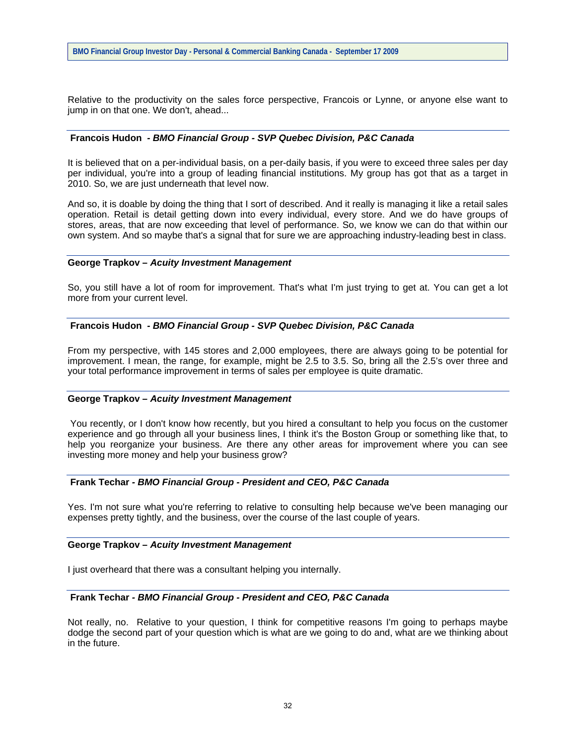Relative to the productivity on the sales force perspective, Francois or Lynne, or anyone else want to jump in on that one. We don't, ahead...

**Francois Hudon** *- BMO Financial Group - SVP Quebec Division, P&C Canada*

It is believed that on a per-individual basis, on a per-daily basis, if you were to exceed three sales per day per individual, you're into a group of leading financial institutions. My group has got that as a target in 2010. So, we are just underneath that level now.

And so, it is doable by doing the thing that I sort of described. And it really is managing it like a retail sales operation. Retail is detail getting down into every individual, every store. And we do have groups of stores, areas, that are now exceeding that level of performance. So, we know we can do that within our own system. And so maybe that's a signal that for sure we are approaching industry-leading best in class.

**George Trapkov –** ***Acuity Investment Management***

So, you still have a lot of room for improvement. That's what I'm just trying to get at. You can get a lot more from your current level.

**Francois Hudon** *- BMO Financial Group - SVP Quebec Division, P&C Canada*

From my perspective, with 145 stores and 2,000 employees, there are always going to be potential for improvement. I mean, the range, for example, might be 2.5 to 3.5. So, bring all the 2.5's over three and your total performance improvement in terms of sales per employee is quite dramatic.

**George Trapkov –** ***Acuity Investment Management***

You recently, or I don't know how recently, but you hired a consultant to help you focus on the customer experience and go through all your business lines, I think it's the Boston Group or something like that, to help you reorganize your business. Are there any other areas for improvement where you can see investing more money and help your business grow?

**Frank Techar** *- BMO Financial Group - President and CEO, P&C Canada*

Yes. I'm not sure what you're referring to relative to consulting help because we've been managing our expenses pretty tightly, and the business, over the course of the last couple of years.

**George Trapkov –** ***Acuity Investment Management***

I just overheard that there was a consultant helping you internally.

**Frank Techar** *- BMO Financial Group - President and CEO, P&C Canada*

Not really, no. Relative to your question, I think for competitive reasons I'm going to perhaps maybe dodge the second part of your question which is what are we going to do and, what are we thinking about in the future.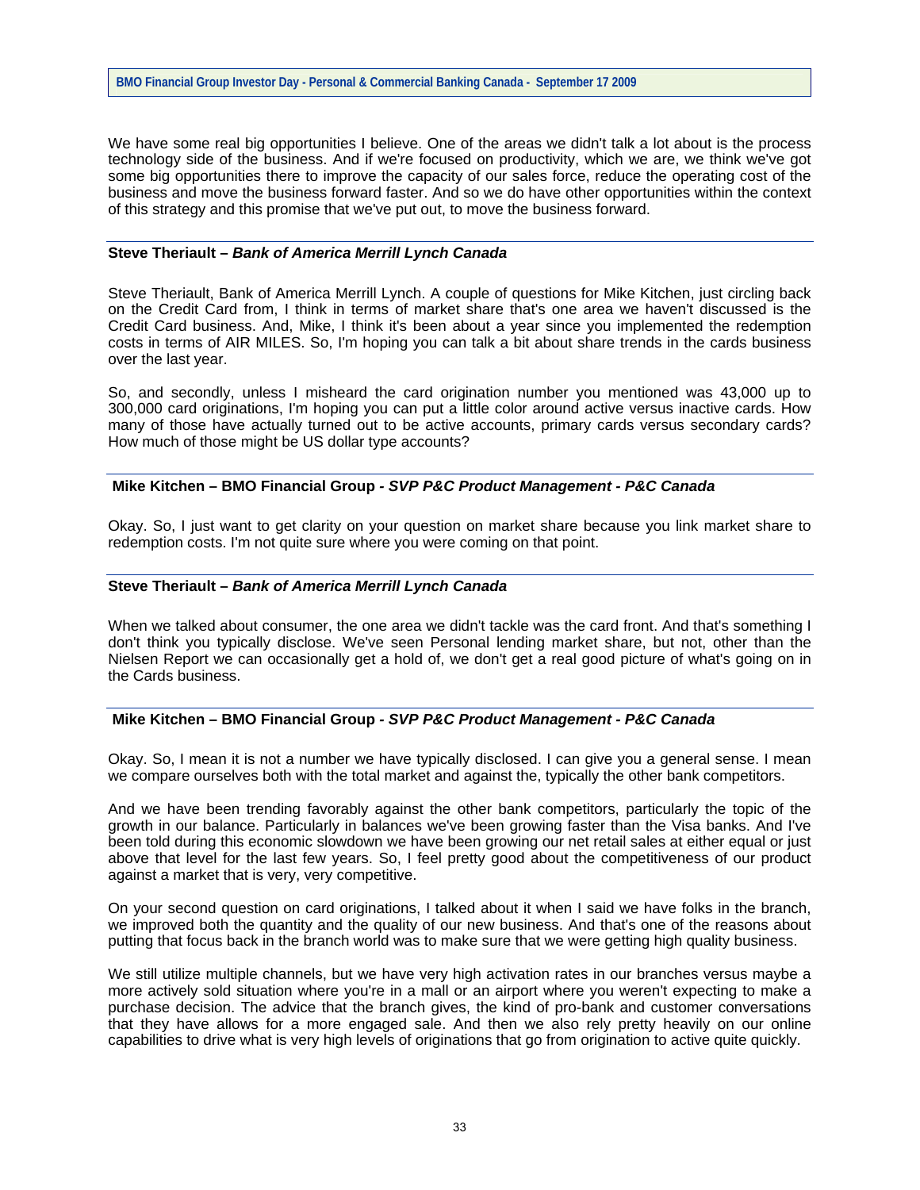We have some real big opportunities I believe. One of the areas we didn't talk a lot about is the process technology side of the business. And if we're focused on productivity, which we are, we think we've got some big opportunities there to improve the capacity of our sales force, reduce the operating cost of the business and move the business forward faster. And so we do have other opportunities within the context of this strategy and this promise that we've put out, to move the business forward.

**Steve Theriault –** ***Bank of America Merrill Lynch Canada***

Steve Theriault, Bank of America Merrill Lynch. A couple of questions for Mike Kitchen, just circling back on the Credit Card from, I think in terms of market share that's one area we haven't discussed is the Credit Card business. And, Mike, I think it's been about a year since you implemented the redemption costs in terms of AIR MILES. So, I'm hoping you can talk a bit about share trends in the cards business over the last year.

So, and secondly, unless I misheard the card origination number you mentioned was 43,000 up to 300,000 card originations, I'm hoping you can put a little color around active versus inactive cards. How many of those have actually turned out to be active accounts, primary cards versus secondary cards? How much of those might be US dollar type accounts?

**Mike Kitchen – BMO Financial Group -** ***SVP P&C Product Management - P&C Canada***

Okay. So, I just want to get clarity on your question on market share because you link market share to redemption costs. I'm not quite sure where you were coming on that point.

**Steve Theriault –** ***Bank of America Merrill Lynch Canada***

When we talked about consumer, the one area we didn't tackle was the card front. And that's something I don't think you typically disclose. We've seen Personal lending market share, but not, other than the Nielsen Report we can occasionally get a hold of, we don't get a real good picture of what's going on in the Cards business.

**Mike Kitchen – BMO Financial Group -** ***SVP P&C Product Management - P&C Canada***

Okay. So, I mean it is not a number we have typically disclosed. I can give you a general sense. I mean we compare ourselves both with the total market and against the, typically the other bank competitors.

And we have been trending favorably against the other bank competitors, particularly the topic of the growth in our balance. Particularly in balances we've been growing faster than the Visa banks. And I've been told during this economic slowdown we have been growing our net retail sales at either equal or just above that level for the last few years. So, I feel pretty good about the competitiveness of our product against a market that is very, very competitive.

On your second question on card originations, I talked about it when I said we have folks in the branch, we improved both the quantity and the quality of our new business. And that's one of the reasons about putting that focus back in the branch world was to make sure that we were getting high quality business.

We still utilize multiple channels, but we have very high activation rates in our branches versus maybe a more actively sold situation where you're in a mall or an airport where you weren't expecting to make a purchase decision. The advice that the branch gives, the kind of pro-bank and customer conversations that they have allows for a more engaged sale. And then we also rely pretty heavily on our online capabilities to drive what is very high levels of originations that go from origination to active quite quickly.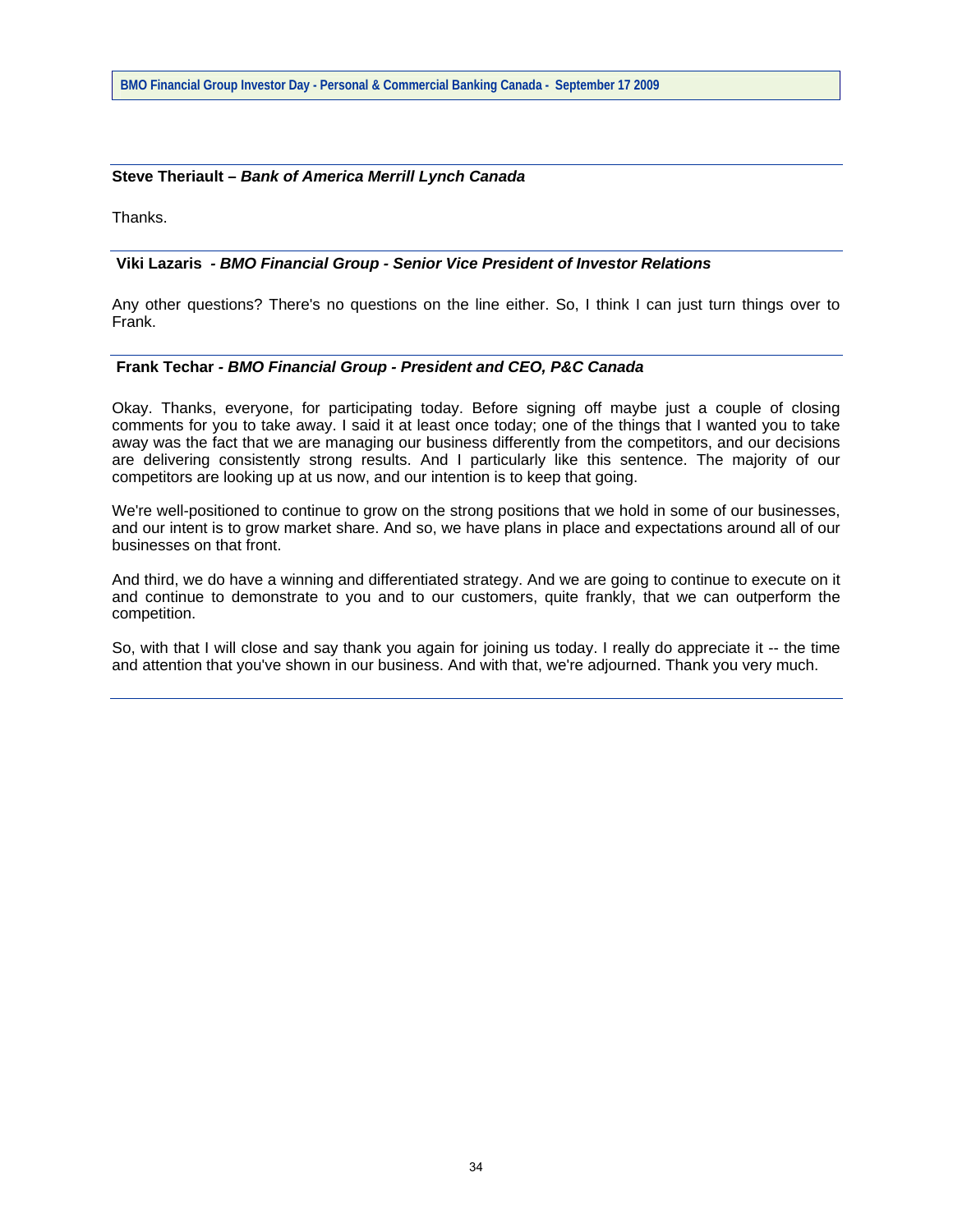**Steve Theriault – *Bank of America Merrill Lynch Canada***

Thanks.

**Viki Lazaris - *BMO Financial Group - Senior Vice President of Investor Relations***

Any other questions? There's no questions on the line either. So, I think I can just turn things over to Frank.

**Frank Techar - *BMO Financial Group - President and CEO, P&C Canada***

Okay. Thanks, everyone, for participating today. Before signing off maybe just a couple of closing comments for you to take away. I said it at least once today; one of the things that I wanted you to take away was the fact that we are managing our business differently from the competitors, and our decisions are delivering consistently strong results. And I particularly like this sentence. The majority of our competitors are looking up at us now, and our intention is to keep that going.

We're well-positioned to continue to grow on the strong positions that we hold in some of our businesses, and our intent is to grow market share. And so, we have plans in place and expectations around all of our businesses on that front.

And third, we do have a winning and differentiated strategy. And we are going to continue to execute on it and continue to demonstrate to you and to our customers, quite frankly, that we can outperform the competition.

So, with that I will close and say thank you again for joining us today. I really do appreciate it -- the time and attention that you've shown in our business. And with that, we're adjourned. Thank you very much.